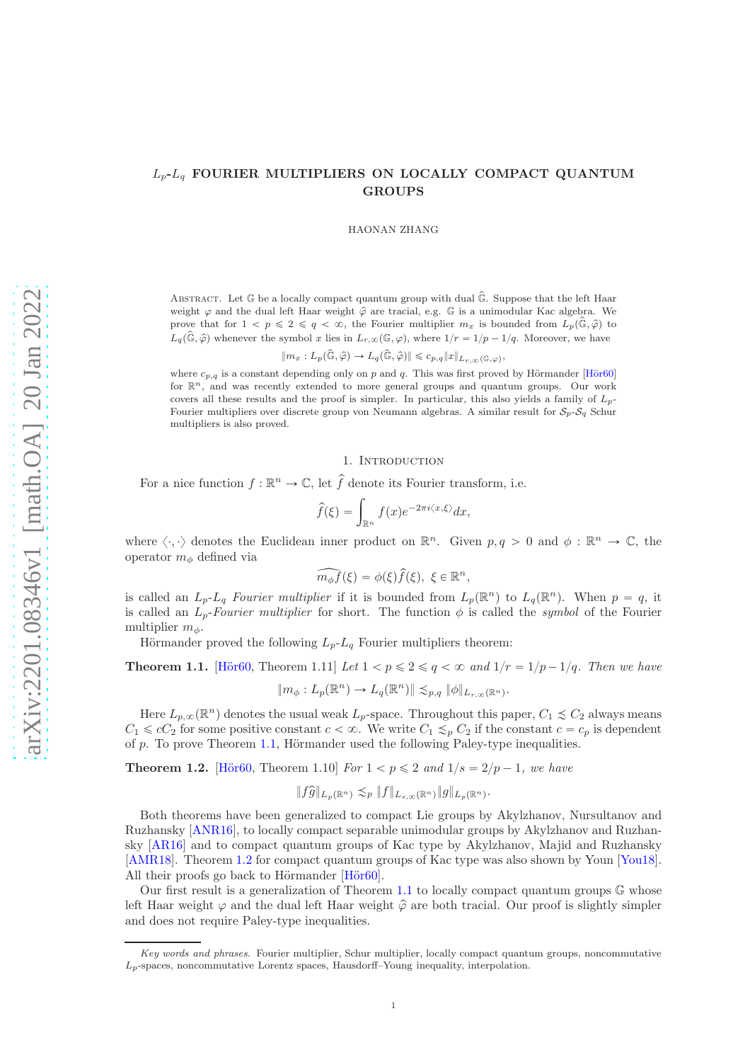# $L_p$-$L_q$ FOURIER MULTIPLIERS ON LOCALLY COMPACT QUANTUM GROUPS

HAONAN ZHANG

Abstract. Let $\mathbb{G}$ be a locally compact quantum group with dual $\widehat{\mathbb{G}}$. Suppose that the left Haar weight $\varphi$ and the dual left Haar weight $\widehat{\varphi}$ are tracial, e.g. $\mathbb{G}$ is a unimodular Kac algebra. We prove that for $1 < p \leqslant 2 \leqslant q < \infty$, the Fourier multiplier $m_x$ is bounded from $L_p(\widehat{\mathbb{G}}, \widehat{\varphi})$ to $L_q(\widehat{\mathbb{G}}, \widehat{\varphi})$ whenever the symbol $x$ lies in $L_{r,\infty}(\mathbb{G}, \varphi)$, where $1/r = 1/p - 1/q$. Moreover, we have

$$\|m_x : L_p(\widehat{\mathbb{G}}, \widehat{\varphi}) \to L_q(\widehat{\mathbb{G}}, \widehat{\varphi})\| \leqslant c_{p,q} \|x\|_{L_{r,\infty}(\mathbb{G},\varphi)},$$

where $c_{p,q}$ is a constant depending only on $p$ and $q$. This was first proved by Hörmander [Hör60] for $\mathbb{R}^n$, and was recently extended to more general groups and quantum groups. Our work covers all these results and the proof is simpler. In particular, this also yields a family of $L_p$-Fourier multipliers over discrete group von Neumann algebras. A similar result for $\mathcal{S}_p$-$\mathcal{S}_q$ Schur multipliers is also proved.

## 1. Introduction

For a nice function $f : \mathbb{R}^n \to \mathbb{C}$, let $\widehat{f}$ denote its Fourier transform, i.e.

$$\widehat{f}(\xi) = \int_{\mathbb{R}^n} f(x) e^{-2\pi i \langle x, \xi \rangle} dx,$$

where $\langle \cdot, \cdot \rangle$ denotes the Euclidean inner product on $\mathbb{R}^n$. Given $p, q > 0$ and $\phi : \mathbb{R}^n \to \mathbb{C}$, the operator $m_\phi$ defined via

$$\widehat{m_\phi f}(\xi) = \phi(\xi) \widehat{f}(\xi), \ \xi \in \mathbb{R}^n,$$

is called an $L_p$-$L_q$ *Fourier multiplier* if it is bounded from $L_p(\mathbb{R}^n)$ to $L_q(\mathbb{R}^n)$. When $p = q$, it is called an $L_p$-*Fourier multiplier* for short. The function $\phi$ is called the *symbol* of the Fourier multiplier $m_\phi$.

Hörmander proved the following $L_p$-$L_q$ Fourier multipliers theorem:

**Theorem 1.1.** [Hör60, Theorem 1.11] *Let $1 < p \leqslant 2 \leqslant q < \infty$ and $1/r = 1/p - 1/q$. Then we have*

$$\|m_\phi : L_p(\mathbb{R}^n) \to L_q(\mathbb{R}^n)\| \lesssim_{p,q} \|\phi\|_{L_{r,\infty}(\mathbb{R}^n)}.$$

Here $L_{p,\infty}(\mathbb{R}^n)$ denotes the usual weak $L_p$-space. Throughout this paper, $C_1 \lesssim C_2$ always means $C_1 \leqslant c C_2$ for some positive constant $c < \infty$. We write $C_1 \lesssim_p C_2$ if the constant $c = c_p$ is dependent of $p$. To prove Theorem 1.1, Hörmander used the following Paley-type inequalities.

**Theorem 1.2.** [Hör60, Theorem 1.10] *For $1 < p \leqslant 2$ and $1/s = 2/p - 1$, we have*

$$\|f\widehat{g}\|_{L_p(\mathbb{R}^n)} \lesssim_p \|f\|_{L_{s,\infty}(\mathbb{R}^n)} \|g\|_{L_p(\mathbb{R}^n)}.$$

Both theorems have been generalized to compact Lie groups by Akylzhanov, Nursultanov and Ruzhansky [ANR16], to locally compact separable unimodular groups by Akylzhanov and Ruzhansky [AR16] and to compact quantum groups of Kac type by Akylzhanov, Majid and Ruzhansky [AMR18]. Theorem 1.2 for compact quantum groups of Kac type was also shown by Youn [You18]. All their proofs go back to Hörmander [Hör60].

Our first result is a generalization of Theorem 1.1 to locally compact quantum groups $\mathbb{G}$ whose left Haar weight $\varphi$ and the dual left Haar weight $\widehat{\varphi}$ are both tracial. Our proof is slightly simpler and does not require Paley-type inequalities.

*Key words and phrases.* Fourier multiplier, Schur multiplier, locally compact quantum groups, noncommutative $L_p$-spaces, noncommutative Lorentz spaces, Hausdorff–Young inequality, interpolation.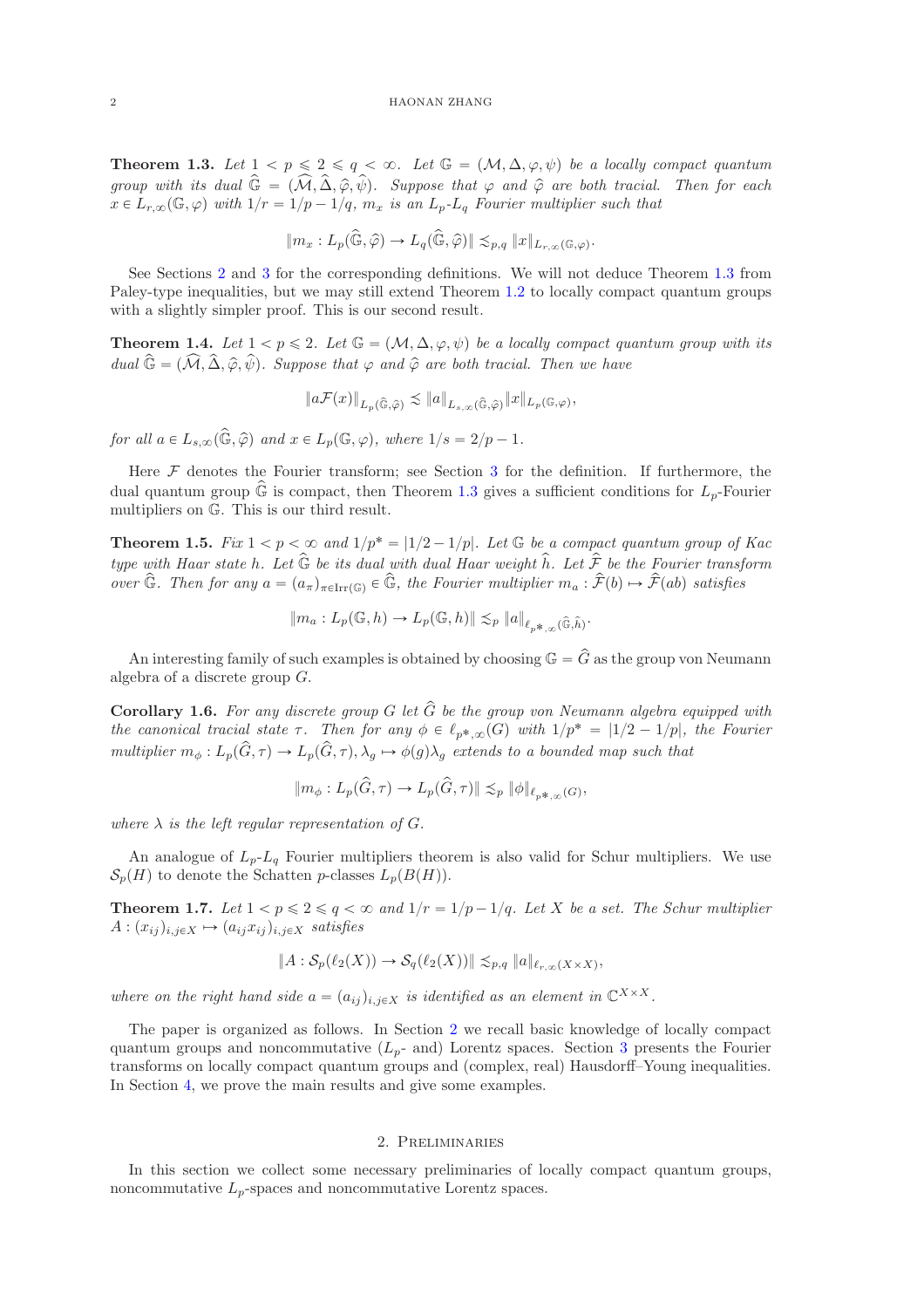**Theorem 1.3.** *Let $1 < p \leqslant 2 \leqslant q < \infty$. Let $\mathbb{G} = (\mathcal{M}, \Delta, \varphi, \psi)$ be a locally compact quantum group with its dual $\widehat{\mathbb{G}} = (\widehat{\mathcal{M}}, \widehat{\Delta}, \widehat{\varphi}, \widehat{\psi})$. Suppose that $\varphi$ and $\widehat{\varphi}$ are both tracial. Then for each $x \in L_{r,\infty}(\mathbb{G}, \varphi)$ with $1/r = 1/p - 1/q$, $m_x$ is an $L_p$-$L_q$ Fourier multiplier such that*

$$\|m_x : L_p(\widehat{\mathbb{G}}, \widehat{\varphi}) \to L_q(\widehat{\mathbb{G}}, \widehat{\varphi})\| \lesssim_{p,q} \|x\|_{L_{r,\infty}(\mathbb{G},\varphi)}.$$

See Sections 2 and 3 for the corresponding definitions. We will not deduce Theorem 1.3 from Paley-type inequalities, but we may still extend Theorem 1.2 to locally compact quantum groups with a slightly simpler proof. This is our second result.

**Theorem 1.4.** *Let $1 < p \leqslant 2$. Let $\mathbb{G} = (\mathcal{M}, \Delta, \varphi, \psi)$ be a locally compact quantum group with its dual $\widehat{\mathbb{G}} = (\widehat{\mathcal{M}}, \widehat{\Delta}, \widehat{\varphi}, \widehat{\psi})$. Suppose that $\varphi$ and $\widehat{\varphi}$ are both tracial. Then we have*

$$\|a\mathcal{F}(x)\|_{L_p(\widehat{\mathbb{G}},\widehat{\varphi})} \lesssim \|a\|_{L_{s,\infty}(\widehat{\mathbb{G}},\widehat{\varphi})} \|x\|_{L_p(\mathbb{G},\varphi)},$$

*for all $a \in L_{s,\infty}(\widehat{\mathbb{G}}, \widehat{\varphi})$ and $x \in L_p(\mathbb{G}, \varphi)$, where $1/s = 2/p - 1$.*

Here $\mathcal{F}$ denotes the Fourier transform; see Section 3 for the definition. If furthermore, the dual quantum group $\widehat{\mathbb{G}}$ is compact, then Theorem 1.3 gives a sufficient conditions for $L_p$-Fourier multipliers on $\mathbb{G}$. This is our third result.

**Theorem 1.5.** *Fix $1 < p < \infty$ and $1/p^* = |1/2 - 1/p|$. Let $\mathbb{G}$ be a compact quantum group of Kac type with Haar state $h$. Let $\widehat{\mathbb{G}}$ be its dual with dual Haar weight $\widehat{h}$. Let $\widehat{\mathcal{F}}$ be the Fourier transform over $\widehat{\mathbb{G}}$. Then for any $a = (a_\pi)_{\pi \in \mathrm{Irr}(\mathbb{G})} \in \widehat{\mathbb{G}}$, the Fourier multiplier $m_a : \widehat{\mathcal{F}}(b) \mapsto \widehat{\mathcal{F}}(ab)$ satisfies*

$$\|m_a : L_p(\mathbb{G}, h) \to L_p(\mathbb{G}, h)\| \lesssim_p \|a\|_{\ell_{p^*,\infty}(\widehat{\mathbb{G}},\widehat{h})}.$$

An interesting family of such examples is obtained by choosing $\mathbb{G} = \widehat{G}$ as the group von Neumann algebra of a discrete group $G$.

**Corollary 1.6.** *For any discrete group $G$ let $\widehat{G}$ be the group von Neumann algebra equipped with the canonical tracial state $\tau$. Then for any $\phi \in \ell_{p^*,\infty}(G)$ with $1/p^* = |1/2 - 1/p|$, the Fourier multiplier $m_\phi : L_p(\widehat{G}, \tau) \to L_p(\widehat{G}, \tau), \lambda_g \mapsto \phi(g)\lambda_g$ extends to a bounded map such that*

$$\|m_\phi : L_p(\widehat{G}, \tau) \to L_p(\widehat{G}, \tau)\| \lesssim_p \|\phi\|_{\ell_{p^*,\infty}(G)},$$

*where $\lambda$ is the left regular representation of $G$.*

An analogue of $L_p$-$L_q$ Fourier multipliers theorem is also valid for Schur multipliers. We use $\mathcal{S}_p(H)$ to denote the Schatten $p$-classes $L_p(B(H))$.

**Theorem 1.7.** *Let $1 < p \leqslant 2 \leqslant q < \infty$ and $1/r = 1/p - 1/q$. Let $X$ be a set. The Schur multiplier $A : (x_{ij})_{i,j \in X} \mapsto (a_{ij}x_{ij})_{i,j \in X}$ satisfies*

$$\|A : \mathcal{S}_p(\ell_2(X)) \to \mathcal{S}_q(\ell_2(X))\| \lesssim_{p,q} \|a\|_{\ell_{r,\infty}(X \times X)},$$

*where on the right hand side $a = (a_{ij})_{i,j \in X}$ is identified as an element in $\mathbb{C}^{X \times X}$.*

The paper is organized as follows. In Section 2 we recall basic knowledge of locally compact quantum groups and noncommutative ($L_p$- and) Lorentz spaces. Section 3 presents the Fourier transforms on locally compact quantum groups and (complex, real) Hausdorff–Young inequalities. In Section 4, we prove the main results and give some examples.

## 2. Preliminaries

In this section we collect some necessary preliminaries of locally compact quantum groups, noncommutative $L_p$-spaces and noncommutative Lorentz spaces.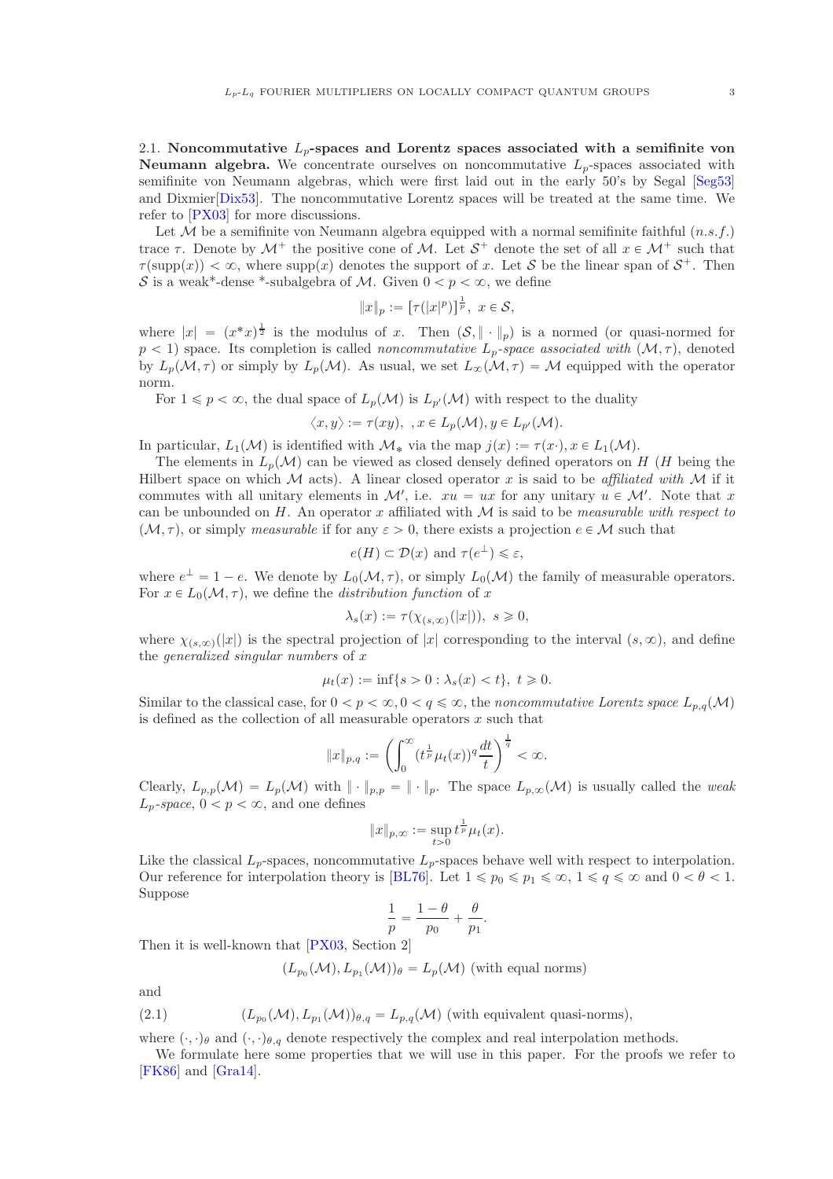2.1. **Noncommutative $L_p$-spaces and Lorentz spaces associated with a semifinite von Neumann algebra.** We concentrate ourselves on noncommutative $L_p$-spaces associated with semifinite von Neumann algebras, which were first laid out in the early 50's by Segal [Seg53] and Dixmier[Dix53]. The noncommutative Lorentz spaces will be treated at the same time. We refer to [PX03] for more discussions.

Let $\mathcal{M}$ be a semifinite von Neumann algebra equipped with a normal semifinite faithful ($n.s.f.$) trace $\tau$. Denote by $\mathcal{M}^+$ the positive cone of $\mathcal{M}$. Let $\mathcal{S}^+$ denote the set of all $x \in \mathcal{M}^+$ such that $\tau(\operatorname{supp}(x)) < \infty$, where $\operatorname{supp}(x)$ denotes the support of $x$. Let $\mathcal{S}$ be the linear span of $\mathcal{S}^+$. Then $\mathcal{S}$ is a weak*-dense *-subalgebra of $\mathcal{M}$. Given $0 < p < \infty$, we define

$$\|x\|_p := [\tau(|x|^p)]^{\frac{1}{p}}, \ x \in \mathcal{S},$$

where $|x| = (x^*x)^{\frac{1}{2}}$ is the modulus of $x$. Then $(\mathcal{S}, \|\cdot\|_p)$ is a normed (or quasi-normed for $p < 1$) space. Its completion is called *noncommutative $L_p$-space associated with* $(\mathcal{M}, \tau)$, denoted by $L_p(\mathcal{M}, \tau)$ or simply by $L_p(\mathcal{M})$. As usual, we set $L_\infty(\mathcal{M}, \tau) = \mathcal{M}$ equipped with the operator norm.

For $1 \leqslant p < \infty$, the dual space of $L_p(\mathcal{M})$ is $L_{p'}(\mathcal{M})$ with respect to the duality

$$\langle x, y \rangle := \tau(xy), \ \ , x \in L_p(\mathcal{M}), y \in L_{p'}(\mathcal{M}).$$

In particular, $L_1(\mathcal{M})$ is identified with $\mathcal{M}_*$ via the map $j(x) := \tau(x\cdot), x \in L_1(\mathcal{M})$.

The elements in $L_p(\mathcal{M})$ can be viewed as closed densely defined operators on $H$ ($H$ being the Hilbert space on which $\mathcal{M}$ acts). A linear closed operator $x$ is said to be *affiliated with* $\mathcal{M}$ if it commutes with all unitary elements in $\mathcal{M}'$, i.e. $xu = ux$ for any unitary $u \in \mathcal{M}'$. Note that $x$ can be unbounded on $H$. An operator $x$ affiliated with $\mathcal{M}$ is said to be *measurable with respect to* $(\mathcal{M}, \tau)$, or simply *measurable* if for any $\varepsilon > 0$, there exists a projection $e \in \mathcal{M}$ such that

$$e(H) \subset \mathcal{D}(x) \text{ and } \tau(e^\perp) \leqslant \varepsilon,$$

where $e^\perp = 1 - e$. We denote by $L_0(\mathcal{M}, \tau)$, or simply $L_0(\mathcal{M})$ the family of measurable operators. For $x \in L_0(\mathcal{M}, \tau)$, we define the *distribution function* of $x$

$$\lambda_s(x) := \tau(\chi_{(s,\infty)}(|x|)), \ s \geqslant 0,$$

where $\chi_{(s,\infty)}(|x|)$ is the spectral projection of $|x|$ corresponding to the interval $(s, \infty)$, and define the *generalized singular numbers* of $x$

$$\mu_t(x) := \inf\{s > 0 : \lambda_s(x) < t\}, \ t \geqslant 0.$$

Similar to the classical case, for $0 < p < \infty, 0 < q \leqslant \infty$, the *noncommutative Lorentz space* $L_{p,q}(\mathcal{M})$ is defined as the collection of all measurable operators $x$ such that

$$\|x\|_{p,q} := \left(\int_0^\infty (t^{\frac{1}{p}}\mu_t(x))^q \frac{dt}{t}\right)^{\frac{1}{q}} < \infty.$$

Clearly, $L_{p,p}(\mathcal{M}) = L_p(\mathcal{M})$ with $\|\cdot\|_{p,p} = \|\cdot\|_p$. The space $L_{p,\infty}(\mathcal{M})$ is usually called the *weak $L_p$-space*, $0 < p < \infty$, and one defines

$$\|x\|_{p,\infty} := \sup_{t>0} t^{\frac{1}{p}}\mu_t(x).$$

Like the classical $L_p$-spaces, noncommutative $L_p$-spaces behave well with respect to interpolation. Our reference for interpolation theory is [BL76]. Let $1 \leqslant p_0 \leqslant p_1 \leqslant \infty$, $1 \leqslant q \leqslant \infty$ and $0 < \theta < 1$. Suppose

$$\frac{1}{p} = \frac{1-\theta}{p_0} + \frac{\theta}{p_1}.$$

Then it is well-known that [PX03, Section 2]

$$(L_{p_0}(\mathcal{M}), L_{p_1}(\mathcal{M}))_\theta = L_p(\mathcal{M}) \text{ (with equal norms)}$$

and

$$(L_{p_0}(\mathcal{M}), L_{p_1}(\mathcal{M}))_{\theta,q} = L_{p,q}(\mathcal{M}) \text{ (with equivalent quasi-norms)}, \tag{2.1}$$

where $(\cdot,\cdot)_\theta$ and $(\cdot,\cdot)_{\theta,q}$ denote respectively the complex and real interpolation methods.

We formulate here some properties that we will use in this paper. For the proofs we refer to [FK86] and [Gra14].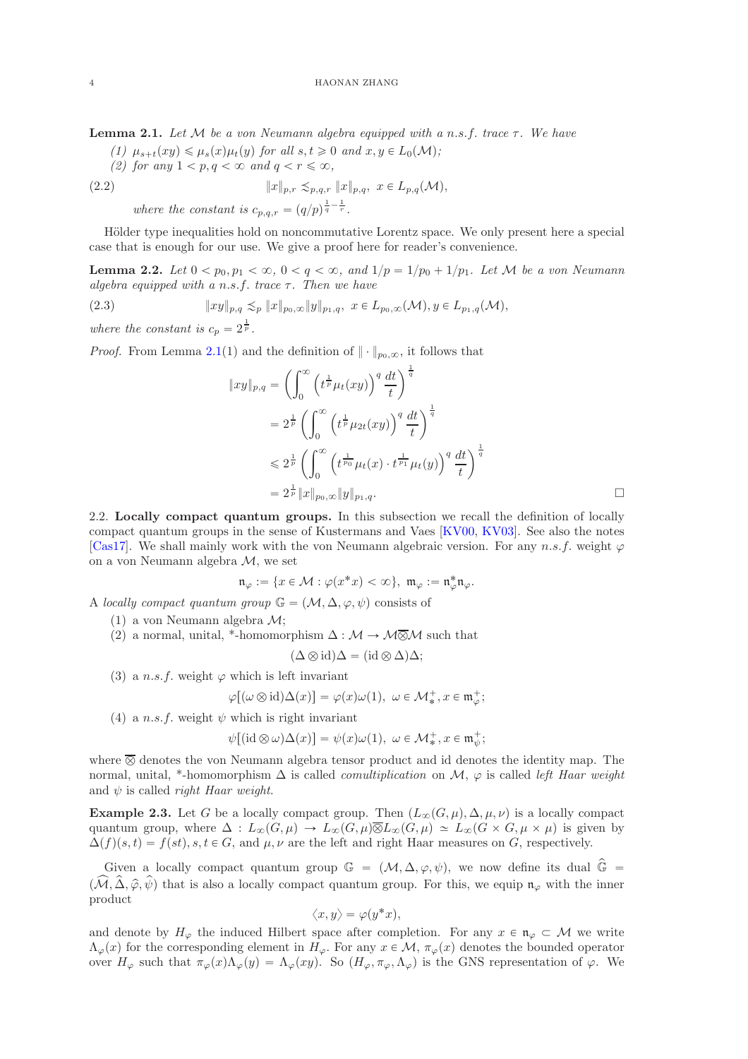**Lemma 2.1.** *Let $\mathcal{M}$ be a von Neumann algebra equipped with a n.s.f. trace $\tau$. We have*

*(1) $\mu_{s+t}(xy) \leqslant \mu_s(x)\mu_t(y)$ for all $s,t \geqslant 0$ and $x,y \in L_0(\mathcal{M})$;*

*(2) for any $1 < p, q < \infty$ and $q < r \leqslant \infty$,*

$$\|x\|_{p,r} \lesssim_{p,q,r} \|x\|_{p,q}, \ x \in L_{p,q}(\mathcal{M}), \tag{2.2}$$

*where the constant is $c_{p,q,r} = (q/p)^{\frac{1}{q}-\frac{1}{r}}$.*

Hölder type inequalities hold on noncommutative Lorentz space. We only present here a special case that is enough for our use. We give a proof here for reader's convenience.

**Lemma 2.2.** *Let $0 < p_0, p_1 < \infty$, $0 < q < \infty$, and $1/p = 1/p_0 + 1/p_1$. Let $\mathcal{M}$ be a von Neumann algebra equipped with a n.s.f. trace $\tau$. Then we have*

$$\|xy\|_{p,q} \lesssim_p \|x\|_{p_0,\infty}\|y\|_{p_1,q}, \ x \in L_{p_0,\infty}(\mathcal{M}), y \in L_{p_1,q}(\mathcal{M}), \tag{2.3}$$

*where the constant is $c_p = 2^{\frac{1}{p}}$.*

*Proof.* From Lemma 2.1(1) and the definition of $\|\cdot\|_{p_0,\infty}$, it follows that

$$\begin{aligned}
\|xy\|_{p,q} &= \left(\int_0^\infty \left(t^{\frac{1}{p}}\mu_t(xy)\right)^q \frac{dt}{t}\right)^{\frac{1}{q}} \\
&= 2^{\frac{1}{p}}\left(\int_0^\infty \left(t^{\frac{1}{p}}\mu_{2t}(xy)\right)^q \frac{dt}{t}\right)^{\frac{1}{q}} \\
&\leqslant 2^{\frac{1}{p}}\left(\int_0^\infty \left(t^{\frac{1}{p_0}}\mu_t(x)\cdot t^{\frac{1}{p_1}}\mu_t(y)\right)^q \frac{dt}{t}\right)^{\frac{1}{q}} \\
&= 2^{\frac{1}{p}}\|x\|_{p_0,\infty}\|y\|_{p_1,q}.
\end{aligned}$$

□

2.2. **Locally compact quantum groups.** In this subsection we recall the definition of locally compact quantum groups in the sense of Kustermans and Vaes [KV00, KV03]. See also the notes [Cas17]. We shall mainly work with the von Neumann algebraic version. For any *n.s.f.* weight $\varphi$ on a von Neumann algebra $\mathcal{M}$, we set

$$\mathfrak{n}_\varphi := \{x \in \mathcal{M} : \varphi(x^*x) < \infty\}, \ \mathfrak{m}_\varphi := \mathfrak{n}_\varphi^*\mathfrak{n}_\varphi.$$

A *locally compact quantum group* $\mathbb{G} = (\mathcal{M}, \Delta, \varphi, \psi)$ consists of

(1) a von Neumann algebra $\mathcal{M}$;

(2) a normal, unital, \*-homomorphism $\Delta : \mathcal{M} \to \mathcal{M}\overline{\otimes}\mathcal{M}$ such that

$$(\Delta \otimes \mathrm{id})\Delta = (\mathrm{id} \otimes \Delta)\Delta;$$

(3) a *n.s.f.* weight $\varphi$ which is left invariant

$$\varphi[(\omega \otimes \mathrm{id})\Delta(x)] = \varphi(x)\omega(1), \ \omega \in \mathcal{M}_*^+, x \in \mathfrak{m}_\varphi^+;$$

(4) a *n.s.f.* weight $\psi$ which is right invariant

$$\psi[(\mathrm{id} \otimes \omega)\Delta(x)] = \psi(x)\omega(1), \ \omega \in \mathcal{M}_*^+, x \in \mathfrak{m}_\psi^+;$$

where $\overline{\otimes}$ denotes the von Neumann algebra tensor product and id denotes the identity map. The normal, unital, \*-homomorphism $\Delta$ is called *comultiplication* on $\mathcal{M}$, $\varphi$ is called *left Haar weight* and $\psi$ is called *right Haar weight*.

**Example 2.3.** Let $G$ be a locally compact group. Then $(L_\infty(G,\mu), \Delta, \mu, \nu)$ is a locally compact quantum group, where $\Delta : L_\infty(G,\mu) \to L_\infty(G,\mu)\overline{\otimes}L_\infty(G,\mu) \simeq L_\infty(G \times G, \mu \times \mu)$ is given by $\Delta(f)(s,t) = f(st), s,t \in G$, and $\mu, \nu$ are the left and right Haar measures on $G$, respectively.

Given a locally compact quantum group $\mathbb{G} = (\mathcal{M}, \Delta, \varphi, \psi)$, we now define its dual $\widehat{\mathbb{G}} = (\widehat{\mathcal{M}}, \widehat{\Delta}, \widehat{\varphi}, \widehat{\psi})$ that is also a locally compact quantum group. For this, we equip $\mathfrak{n}_\varphi$ with the inner product

$$\langle x, y\rangle = \varphi(y^*x),$$

and denote by $H_\varphi$ the induced Hilbert space after completion. For any $x \in \mathfrak{n}_\varphi \subset \mathcal{M}$ we write $\Lambda_\varphi(x)$ for the corresponding element in $H_\varphi$. For any $x \in \mathcal{M}$, $\pi_\varphi(x)$ denotes the bounded operator over $H_\varphi$ such that $\pi_\varphi(x)\Lambda_\varphi(y) = \Lambda_\varphi(xy)$. So $(H_\varphi, \pi_\varphi, \Lambda_\varphi)$ is the GNS representation of $\varphi$. We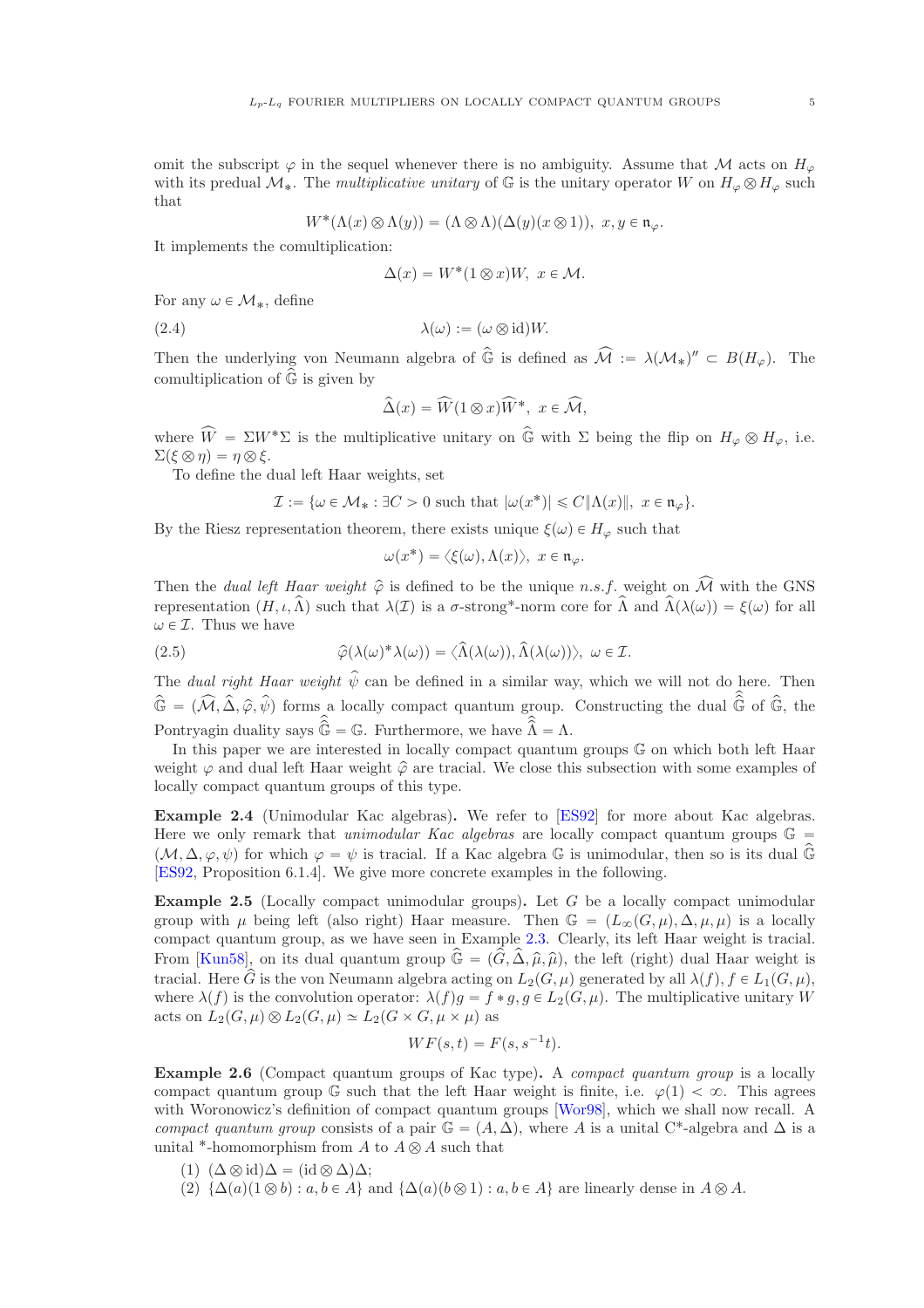omit the subscript $\varphi$ in the sequel whenever there is no ambiguity. Assume that $\mathcal{M}$ acts on $H_\varphi$ with its predual $\mathcal{M}_*$. The *multiplicative unitary* of $\mathbb{G}$ is the unitary operator $W$ on $H_\varphi \otimes H_\varphi$ such that

$$W^*(\Lambda(x)\otimes\Lambda(y)) = (\Lambda\otimes\Lambda)(\Delta(y)(x\otimes 1)),\ x, y\in \mathfrak{n}_\varphi.$$

It implements the comultiplication:

$$\Delta(x) = W^*(1\otimes x)W,\ x\in\mathcal{M}.$$

For any $\omega\in\mathcal{M}_*$, define

$$\lambda(\omega) := (\omega\otimes \mathrm{id})W. \tag{2.4}$$

Then the underlying von Neumann algebra of $\widehat{\mathbb{G}}$ is defined as $\widehat{\mathcal{M}} := \lambda(\mathcal{M}_*)'' \subset B(H_\varphi)$. The comultiplication of $\widehat{\mathbb{G}}$ is given by

$$\widehat{\Delta}(x) = \widehat{W}(1\otimes x)\widehat{W}^*,\ x\in\widehat{\mathcal{M}},$$

where $\widehat{W} = \Sigma W^*\Sigma$ is the multiplicative unitary on $\widehat{\mathbb{G}}$ with $\Sigma$ being the flip on $H_\varphi\otimes H_\varphi$, i.e. $\Sigma(\xi\otimes\eta) = \eta\otimes\xi$.

To define the dual left Haar weights, set

$$\mathcal{I} := \{\omega\in\mathcal{M}_* : \exists C>0 \text{ such that } |\omega(x^*)| \leqslant C\|\Lambda(x)\|,\ x\in\mathfrak{n}_\varphi\}.$$

By the Riesz representation theorem, there exists unique $\xi(\omega)\in H_\varphi$ such that

$$\omega(x^*) = \langle \xi(\omega), \Lambda(x)\rangle,\ x\in\mathfrak{n}_\varphi.$$

Then the *dual left Haar weight* $\widehat{\varphi}$ is defined to be the unique *n.s.f.* weight on $\widehat{\mathcal{M}}$ with the GNS representation $(H, \iota, \widehat{\Lambda})$ such that $\lambda(\mathcal{I})$ is a $\sigma$-strong*-norm core for $\widehat{\Lambda}$ and $\widehat{\Lambda}(\lambda(\omega)) = \xi(\omega)$ for all $\omega\in\mathcal{I}$. Thus we have

$$\widehat{\varphi}(\lambda(\omega)^*\lambda(\omega)) = \langle\widehat{\Lambda}(\lambda(\omega)), \widehat{\Lambda}(\lambda(\omega))\rangle,\ \omega\in\mathcal{I}. \tag{2.5}$$

The *dual right Haar weight* $\widehat{\psi}$ can be defined in a similar way, which we will not do here. Then $\widehat{\mathbb{G}} = (\widehat{\mathcal{M}}, \widehat{\Delta}, \widehat{\varphi}, \widehat{\psi})$ forms a locally compact quantum group. Constructing the dual $\widehat{\widehat{\mathbb{G}}}$ of $\widehat{\mathbb{G}}$, the Pontryagin duality says $\widehat{\widehat{\mathbb{G}}} = \mathbb{G}$. Furthermore, we have $\widehat{\widehat{\Lambda}} = \Lambda$.

In this paper we are interested in locally compact quantum groups $\mathbb{G}$ on which both left Haar weight $\varphi$ and dual left Haar weight $\widehat{\varphi}$ are tracial. We close this subsection with some examples of locally compact quantum groups of this type.

**Example 2.4** (Unimodular Kac algebras)**.** We refer to [ES92] for more about Kac algebras. Here we only remark that *unimodular Kac algebras* are locally compact quantum groups $\mathbb{G} = (\mathcal{M}, \Delta, \varphi, \psi)$ for which $\varphi = \psi$ is tracial. If a Kac algebra $\mathbb{G}$ is unimodular, then so is its dual $\widehat{\mathbb{G}}$ [ES92, Proposition 6.1.4]. We give more concrete examples in the following.

**Example 2.5** (Locally compact unimodular groups)**.** Let $G$ be a locally compact unimodular group with $\mu$ being left (also right) Haar measure. Then $\mathbb{G} = (L_\infty(G,\mu), \Delta, \mu, \mu)$ is a locally compact quantum group, as we have seen in Example 2.3. Clearly, its left Haar weight is tracial. From [Kun58], on its dual quantum group $\widehat{\mathbb{G}} = (\widehat{G}, \widehat{\Delta}, \widehat{\mu}, \widehat{\mu})$, the left (right) dual Haar weight is tracial. Here $\widehat{G}$ is the von Neumann algebra acting on $L_2(G,\mu)$ generated by all $\lambda(f), f\in L_1(G,\mu)$, where $\lambda(f)$ is the convolution operator: $\lambda(f)g = f * g, g\in L_2(G,\mu)$. The multiplicative unitary $W$ acts on $L_2(G,\mu)\otimes L_2(G,\mu) \simeq L_2(G\times G, \mu\times\mu)$ as

$$WF(s,t) = F(s, s^{-1}t).$$

**Example 2.6** (Compact quantum groups of Kac type)**.** A *compact quantum group* is a locally compact quantum group $\mathbb{G}$ such that the left Haar weight is finite, i.e. $\varphi(1) < \infty$. This agrees with Woronowicz's definition of compact quantum groups [Wor98], which we shall now recall. A *compact quantum group* consists of a pair $\mathbb{G} = (A, \Delta)$, where $A$ is a unital C*-algebra and $\Delta$ is a unital *-homomorphism from $A$ to $A\otimes A$ such that

(1) $(\Delta\otimes\mathrm{id})\Delta = (\mathrm{id}\otimes\Delta)\Delta$;
(2) $\{\Delta(a)(1\otimes b) : a, b\in A\}$ and $\{\Delta(a)(b\otimes 1) : a, b\in A\}$ are linearly dense in $A\otimes A$.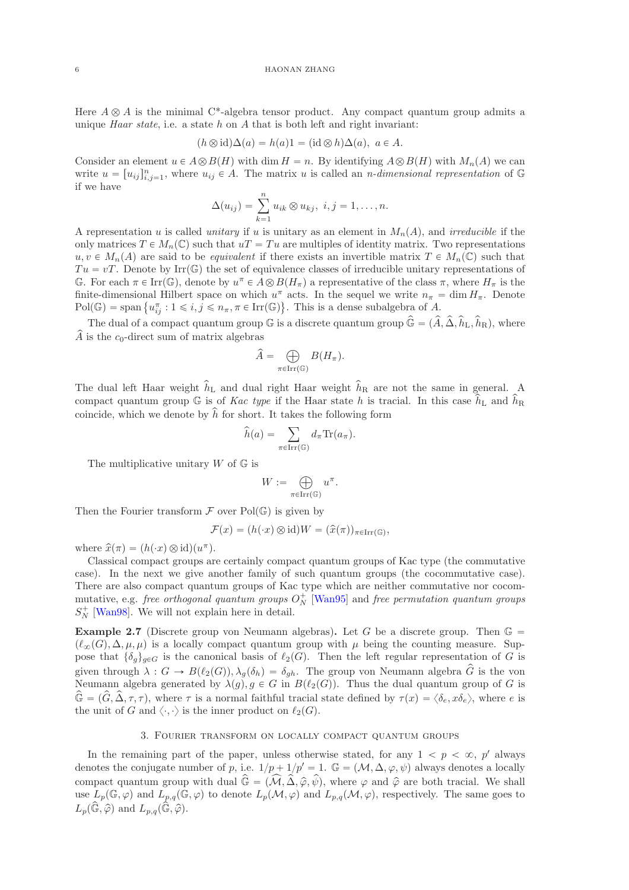Here $A \otimes A$ is the minimal C*-algebra tensor product. Any compact quantum group admits a unique *Haar state*, i.e. a state $h$ on $A$ that is both left and right invariant:

$$(h \otimes \mathrm{id})\Delta(a) = h(a)1 = (\mathrm{id} \otimes h)\Delta(a),\ a \in A.$$

Consider an element $u \in A \otimes B(H)$ with $\dim H = n$. By identifying $A \otimes B(H)$ with $M_n(A)$ we can write $u = [u_{ij}]_{i,j=1}^n$, where $u_{ij} \in A$. The matrix $u$ is called an *n-dimensional representation* of $\mathbb{G}$ if we have

$$\Delta(u_{ij}) = \sum_{k=1}^n u_{ik} \otimes u_{kj},\ i,j = 1,\ldots,n.$$

A representation $u$ is called *unitary* if $u$ is unitary as an element in $M_n(A)$, and *irreducible* if the only matrices $T \in M_n(\mathbb{C})$ such that $uT = Tu$ are multiples of identity matrix. Two representations $u, v \in M_n(A)$ are said to be *equivalent* if there exists an invertible matrix $T \in M_n(\mathbb{C})$ such that $Tu = vT$. Denote by $\mathrm{Irr}(\mathbb{G})$ the set of equivalence classes of irreducible unitary representations of $\mathbb{G}$. For each $\pi \in \mathrm{Irr}(\mathbb{G})$, denote by $u^\pi \in A \otimes B(H_\pi)$ a representative of the class $\pi$, where $H_\pi$ is the finite-dimensional Hilbert space on which $u^\pi$ acts. In the sequel we write $n_\pi = \dim H_\pi$. Denote $\mathrm{Pol}(\mathbb{G}) = \mathrm{span}\left\{u_{ij}^\pi : 1 \leqslant i,j \leqslant n_\pi, \pi \in \mathrm{Irr}(\mathbb{G})\right\}$. This is a dense subalgebra of $A$.

The dual of a compact quantum group $\mathbb{G}$ is a discrete quantum group $\widehat{\mathbb{G}} = (\widehat{A}, \widehat{\Delta}, \widehat{h}_{\mathrm{L}}, \widehat{h}_{\mathrm{R}})$, where $\widehat{A}$ is the $c_0$-direct sum of matrix algebras

$$\widehat{A} = \bigoplus_{\pi \in \mathrm{Irr}(\mathbb{G})} B(H_\pi).$$

The dual left Haar weight $\widehat{h}_{\mathrm{L}}$ and dual right Haar weight $\widehat{h}_{\mathrm{R}}$ are not the same in general. A compact quantum group $\mathbb{G}$ is of *Kac type* if the Haar state $h$ is tracial. In this case $\widehat{h}_{\mathrm{L}}$ and $\widehat{h}_{\mathrm{R}}$ coincide, which we denote by $\widehat{h}$ for short. It takes the following form

$$\widehat{h}(a) = \sum_{\pi \in \mathrm{Irr}(\mathbb{G})} d_\pi \mathrm{Tr}(a_\pi).$$

The multiplicative unitary $W$ of $\mathbb{G}$ is

$$W := \bigoplus_{\pi \in \mathrm{Irr}(\mathbb{G})} u^\pi.$$

Then the Fourier transform $\mathcal{F}$ over $\mathrm{Pol}(\mathbb{G})$ is given by

$$\mathcal{F}(x) = (h(\cdot x) \otimes \mathrm{id})W = (\widehat{x}(\pi))_{\pi \in \mathrm{Irr}(\mathbb{G})},$$

where $\widehat{x}(\pi) = (h(\cdot x) \otimes \mathrm{id})(u^\pi)$.

Classical compact groups are certainly compact quantum groups of Kac type (the commutative case). In the next we give another family of such quantum groups (the cocommutative case). There are also compact quantum groups of Kac type which are neither commutative nor cocommutative, e.g. *free orthogonal quantum groups* $O_N^+$ [Wan95] and *free permutation quantum groups* $S_N^+$ [Wan98]. We will not explain here in detail.

**Example 2.7** (Discrete group von Neumann algebras)**.** Let $G$ be a discrete group. Then $\mathbb{G} = (\ell_\infty(G), \Delta, \mu, \mu)$ is a locally compact quantum group with $\mu$ being the counting measure. Suppose that $\{\delta_g\}_{g \in G}$ is the canonical basis of $\ell_2(G)$. Then the left regular representation of $G$ is given through $\lambda : G \to B(\ell_2(G)), \lambda_g(\delta_h) = \delta_{gh}$. The group von Neumann algebra $\widehat{G}$ is the von Neumann algebra generated by $\lambda(g), g \in G$ in $B(\ell_2(G))$. Thus the dual quantum group of $G$ is $\widehat{\mathbb{G}} = (\widehat{G}, \widehat{\Delta}, \tau, \tau)$, where $\tau$ is a normal faithful tracial state defined by $\tau(x) = \langle \delta_e, x\delta_e \rangle$, where $e$ is the unit of $G$ and $\langle \cdot, \cdot \rangle$ is the inner product on $\ell_2(G)$.

## 3. Fourier transform on locally compact quantum groups

In the remaining part of the paper, unless otherwise stated, for any $1 < p < \infty$, $p'$ always denotes the conjugate number of $p$, i.e. $1/p + 1/p' = 1$. $\mathbb{G} = (\mathcal{M}, \Delta, \varphi, \psi)$ always denotes a locally compact quantum group with dual $\widehat{\mathbb{G}} = (\widehat{\mathcal{M}}, \widehat{\Delta}, \widehat{\varphi}, \widehat{\psi})$, where $\varphi$ and $\widehat{\varphi}$ are both tracial. We shall use $L_p(\mathbb{G}, \varphi)$ and $L_{p,q}(\mathbb{G}, \varphi)$ to denote $L_p(\mathcal{M}, \varphi)$ and $L_{p,q}(\mathcal{M}, \varphi)$, respectively. The same goes to $L_p(\widehat{\mathbb{G}}, \widehat{\varphi})$ and $L_{p,q}(\widehat{\mathbb{G}}, \widehat{\varphi})$.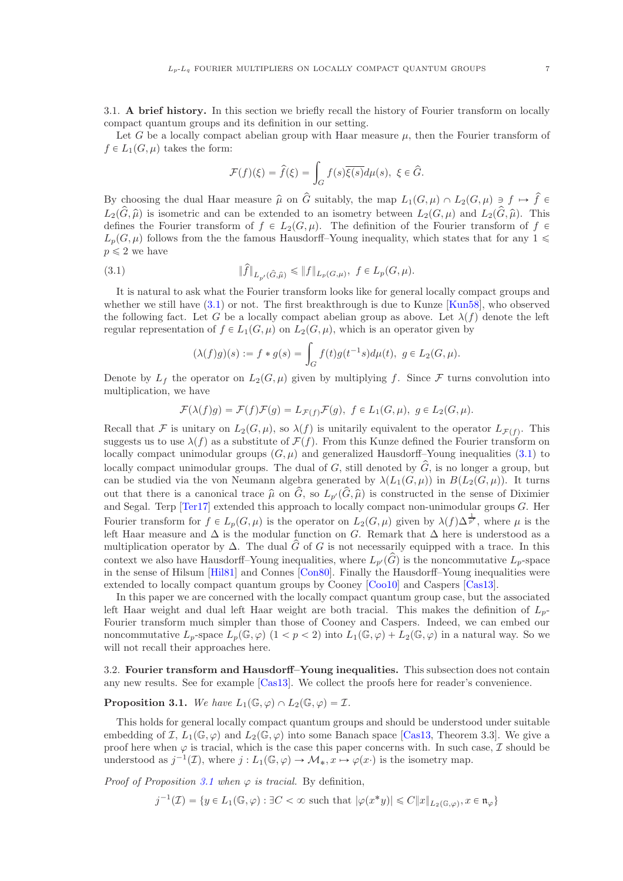3.1. **A brief history.** In this section we briefly recall the history of Fourier transform on locally compact quantum groups and its definition in our setting.

Let $G$ be a locally compact abelian group with Haar measure $\mu$, then the Fourier transform of $f \in L_1(G,\mu)$ takes the form:

$$\mathcal{F}(f)(\xi) = \widehat{f}(\xi) = \int_G f(s)\overline{\xi(s)}d\mu(s),\ \xi \in \widehat{G}.$$

By choosing the dual Haar measure $\widehat{\mu}$ on $\widehat{G}$ suitably, the map $L_1(G,\mu) \cap L_2(G,\mu) \ni f \mapsto \widehat{f} \in L_2(\widehat{G},\widehat{\mu})$ is isometric and can be extended to an isometry between $L_2(G,\mu)$ and $L_2(\widehat{G},\widehat{\mu})$. This defines the Fourier transform of $f \in L_2(G,\mu)$. The definition of the Fourier transform of $f \in L_p(G,\mu)$ follows from the the famous Hausdorff–Young inequality, which states that for any $1 \leqslant p \leqslant 2$ we have

$$\|\widehat{f}\|_{L_{p'}(\widehat{G},\widehat{\mu})} \leqslant \|f\|_{L_p(G,\mu)},\ f \in L_p(G,\mu). \tag{3.1}$$

It is natural to ask what the Fourier transform looks like for general locally compact groups and whether we still have (3.1) or not. The first breakthrough is due to Kunze [Kun58], who observed the following fact. Let $G$ be a locally compact abelian group as above. Let $\lambda(f)$ denote the left regular representation of $f \in L_1(G,\mu)$ on $L_2(G,\mu)$, which is an operator given by

$$(\lambda(f)g)(s) := f * g(s) = \int_G f(t)g(t^{-1}s)d\mu(t),\ g \in L_2(G,\mu).$$

Denote by $L_f$ the operator on $L_2(G,\mu)$ given by multiplying $f$. Since $\mathcal{F}$ turns convolution into multiplication, we have

$$\mathcal{F}(\lambda(f)g) = \mathcal{F}(f)\mathcal{F}(g) = L_{\mathcal{F}(f)}\mathcal{F}(g),\ f \in L_1(G,\mu),\ g \in L_2(G,\mu).$$

Recall that $\mathcal{F}$ is unitary on $L_2(G,\mu)$, so $\lambda(f)$ is unitarily equivalent to the operator $L_{\mathcal{F}(f)}$. This suggests us to use $\lambda(f)$ as a substitute of $\mathcal{F}(f)$. From this Kunze defined the Fourier transform on locally compact unimodular groups $(G,\mu)$ and generalized Hausdorff–Young inequalities (3.1) to locally compact unimodular groups. The dual of $G$, still denoted by $\widehat{G}$, is no longer a group, but can be studied via the von Neumann algebra generated by $\lambda(L_1(G,\mu))$ in $B(L_2(G,\mu))$. It turns out that there is a canonical trace $\widehat{\mu}$ on $\widehat{G}$, so $L_{p'}(\widehat{G},\widehat{\mu})$ is constructed in the sense of Diximier and Segal. Terp [Ter17] extended this approach to locally compact non-unimodular groups $G$. Her Fourier transform for $f \in L_p(G,\mu)$ is the operator on $L_2(G,\mu)$ given by $\lambda(f)\Delta^{\frac{1}{p'}}$, where $\mu$ is the left Haar measure and $\Delta$ is the modular function on $G$. Remark that $\Delta$ here is understood as a multiplication operator by $\Delta$. The dual $\widehat{G}$ of $G$ is not necessarily equipped with a trace. In this context we also have Hausdorff–Young inequalities, where $L_{p'}(\widehat{G})$ is the noncommutative $L_p$-space in the sense of Hilsum [Hil81] and Connes [Con80]. Finally the Hausdorff–Young inequalities were extended to locally compact quantum groups by Cooney [Coo10] and Caspers [Cas13].

In this paper we are concerned with the locally compact quantum group case, but the associated left Haar weight and dual left Haar weight are both tracial. This makes the definition of $L_p$-Fourier transform much simpler than those of Cooney and Caspers. Indeed, we can embed our noncommutative $L_p$-space $L_p(\mathbb{G},\varphi)$ $(1 < p < 2)$ into $L_1(\mathbb{G},\varphi) + L_2(\mathbb{G},\varphi)$ in a natural way. So we will not recall their approaches here.

3.2. **Fourier transform and Hausdorff–Young inequalities.** This subsection does not contain any new results. See for example [Cas13]. We collect the proofs here for reader's convenience.

**Proposition 3.1.** *We have $L_1(\mathbb{G},\varphi) \cap L_2(\mathbb{G},\varphi) = \mathcal{I}$.*

This holds for general locally compact quantum groups and should be understood under suitable embedding of $\mathcal{I}$, $L_1(\mathbb{G},\varphi)$ and $L_2(\mathbb{G},\varphi)$ into some Banach space [Cas13, Theorem 3.3]. We give a proof here when $\varphi$ is tracial, which is the case this paper concerns with. In such case, $\mathcal{I}$ should be understood as $j^{-1}(\mathcal{I})$, where $j : L_1(\mathbb{G},\varphi) \to \mathcal{M}_*, x \mapsto \varphi(x\cdot)$ is the isometry map.

*Proof of Proposition 3.1 when $\varphi$ is tracial.* By definition,

$$j^{-1}(\mathcal{I}) = \{y \in L_1(\mathbb{G},\varphi) : \exists C < \infty \text{ such that } |\varphi(x^*y)| \leqslant C\|x\|_{L_2(\mathbb{G},\varphi)}, x \in \mathfrak{n}_\varphi\}$$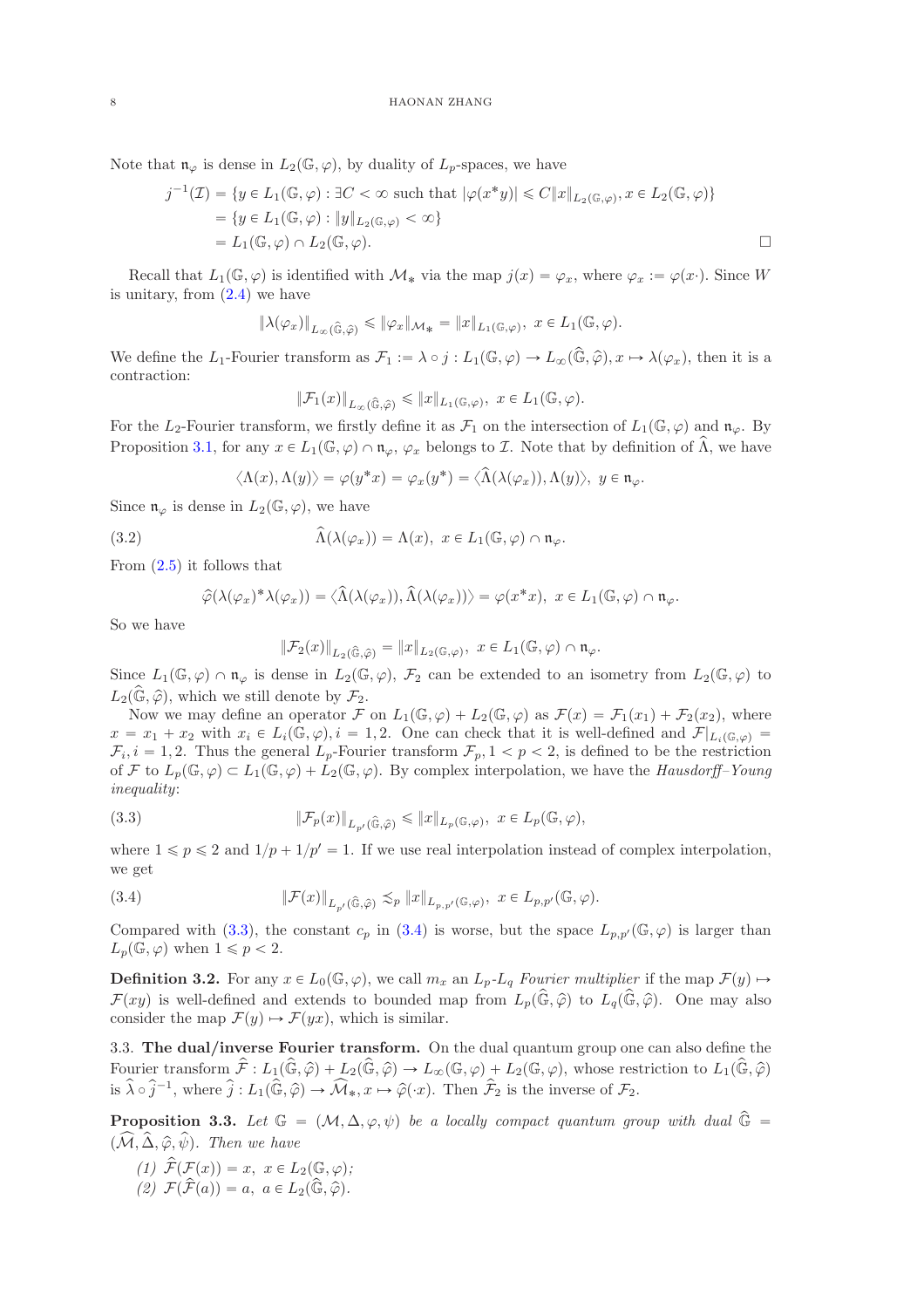Note that $\mathfrak{n}_\varphi$ is dense in $L_2(\mathbb{G},\varphi)$, by duality of $L_p$-spaces, we have

$$\begin{aligned} j^{-1}(\mathcal{I}) &= \{y \in L_1(\mathbb{G},\varphi) : \exists C < \infty \text{ such that } |\varphi(x^*y)| \leqslant C\|x\|_{L_2(\mathbb{G},\varphi)}, x \in L_2(\mathbb{G},\varphi)\} \\ &= \{y \in L_1(\mathbb{G},\varphi) : \|y\|_{L_2(\mathbb{G},\varphi)} < \infty\} \\ &= L_1(\mathbb{G},\varphi) \cap L_2(\mathbb{G},\varphi). \end{aligned}$$

□

Recall that $L_1(\mathbb{G},\varphi)$ is identified with $\mathcal{M}_*$ via the map $j(x) = \varphi_x$, where $\varphi_x := \varphi(x\cdot)$. Since $W$ is unitary, from (2.4) we have

$$\|\lambda(\varphi_x)\|_{L_\infty(\widehat{\mathbb{G}},\widehat{\varphi})} \leqslant \|\varphi_x\|_{\mathcal{M}_*} = \|x\|_{L_1(\mathbb{G},\varphi)}, \ x \in L_1(\mathbb{G},\varphi).$$

We define the $L_1$-Fourier transform as $\mathcal{F}_1 := \lambda \circ j : L_1(\mathbb{G},\varphi) \to L_\infty(\widehat{\mathbb{G}},\widehat{\varphi}), x \mapsto \lambda(\varphi_x)$, then it is a contraction:

$$\|\mathcal{F}_1(x)\|_{L_\infty(\widehat{\mathbb{G}},\widehat{\varphi})} \leqslant \|x\|_{L_1(\mathbb{G},\varphi)}, \ x \in L_1(\mathbb{G},\varphi).$$

For the $L_2$-Fourier transform, we firstly define it as $\mathcal{F}_1$ on the intersection of $L_1(\mathbb{G},\varphi)$ and $\mathfrak{n}_\varphi$. By Proposition 3.1, for any $x \in L_1(\mathbb{G},\varphi) \cap \mathfrak{n}_\varphi$, $\varphi_x$ belongs to $\mathcal{I}$. Note that by definition of $\widehat{\Lambda}$, we have

$$\langle \Lambda(x), \Lambda(y) \rangle = \varphi(y^*x) = \varphi_x(y^*) = \langle \widehat{\Lambda}(\lambda(\varphi_x)), \Lambda(y) \rangle, \ y \in \mathfrak{n}_\varphi.$$

Since $\mathfrak{n}_\varphi$ is dense in $L_2(\mathbb{G},\varphi)$, we have

$$\widehat{\Lambda}(\lambda(\varphi_x)) = \Lambda(x), \ x \in L_1(\mathbb{G},\varphi) \cap \mathfrak{n}_\varphi. \tag{3.2}$$

From (2.5) it follows that

$$\widehat{\varphi}(\lambda(\varphi_x)^*\lambda(\varphi_x)) = \langle \widehat{\Lambda}(\lambda(\varphi_x)), \widehat{\Lambda}(\lambda(\varphi_x)) \rangle = \varphi(x^*x), \ x \in L_1(\mathbb{G},\varphi) \cap \mathfrak{n}_\varphi.$$

So we have

$$\|\mathcal{F}_2(x)\|_{L_2(\widehat{\mathbb{G}},\widehat{\varphi})} = \|x\|_{L_2(\mathbb{G},\varphi)}, \ x \in L_1(\mathbb{G},\varphi) \cap \mathfrak{n}_\varphi.$$

Since $L_1(\mathbb{G},\varphi) \cap \mathfrak{n}_\varphi$ is dense in $L_2(\mathbb{G},\varphi)$, $\mathcal{F}_2$ can be extended to an isometry from $L_2(\mathbb{G},\varphi)$ to $L_2(\widehat{\mathbb{G}},\widehat{\varphi})$, which we still denote by $\mathcal{F}_2$.

Now we may define an operator $\mathcal{F}$ on $L_1(\mathbb{G},\varphi) + L_2(\mathbb{G},\varphi)$ as $\mathcal{F}(x) = \mathcal{F}_1(x_1) + \mathcal{F}_2(x_2)$, where $x = x_1 + x_2$ with $x_i \in L_i(\mathbb{G},\varphi), i = 1,2$. One can check that it is well-defined and $\mathcal{F}|_{L_i(\mathbb{G},\varphi)} = \mathcal{F}_i, i = 1,2$. Thus the general $L_p$-Fourier transform $\mathcal{F}_p, 1 < p < 2$, is defined to be the restriction of $\mathcal{F}$ to $L_p(\mathbb{G},\varphi) \subset L_1(\mathbb{G},\varphi) + L_2(\mathbb{G},\varphi)$. By complex interpolation, we have the *Hausdorff–Young inequality*:

$$\|\mathcal{F}_p(x)\|_{L_{p'}(\widehat{\mathbb{G}},\widehat{\varphi})} \leqslant \|x\|_{L_p(\mathbb{G},\varphi)}, \ x \in L_p(\mathbb{G},\varphi), \tag{3.3}$$

where $1 \leqslant p \leqslant 2$ and $1/p + 1/p' = 1$. If we use real interpolation instead of complex interpolation, we get

$$\|\mathcal{F}(x)\|_{L_{p'}(\widehat{\mathbb{G}},\widehat{\varphi})} \lesssim_p \|x\|_{L_{p,p'}(\mathbb{G},\varphi)}, \ x \in L_{p,p'}(\mathbb{G},\varphi). \tag{3.4}$$

Compared with (3.3), the constant $c_p$ in (3.4) is worse, but the space $L_{p,p'}(\mathbb{G},\varphi)$ is larger than $L_p(\mathbb{G},\varphi)$ when $1 \leqslant p < 2$.

**Definition 3.2.** For any $x \in L_0(\mathbb{G},\varphi)$, we call $m_x$ an $L_p$-$L_q$ *Fourier multiplier* if the map $\mathcal{F}(y) \mapsto \mathcal{F}(xy)$ is well-defined and extends to bounded map from $L_p(\widehat{\mathbb{G}},\widehat{\varphi})$ to $L_q(\widehat{\mathbb{G}},\widehat{\varphi})$. One may also consider the map $\mathcal{F}(y) \mapsto \mathcal{F}(yx)$, which is similar.

3.3. **The dual/inverse Fourier transform.** On the dual quantum group one can also define the Fourier transform $\widehat{\mathcal{F}} : L_1(\widehat{\mathbb{G}},\widehat{\varphi}) + L_2(\widehat{\mathbb{G}},\widehat{\varphi}) \to L_\infty(\mathbb{G},\varphi) + L_2(\mathbb{G},\varphi)$, whose restriction to $L_1(\widehat{\mathbb{G}},\widehat{\varphi})$ is $\widehat{\lambda} \circ \widehat{j}^{-1}$, where $\widehat{j} : L_1(\widehat{\mathbb{G}},\widehat{\varphi}) \to \widehat{\mathcal{M}}_*, x \mapsto \widehat{\varphi}(\cdot x)$. Then $\widehat{\mathcal{F}}_2$ is the inverse of $\mathcal{F}_2$.

**Proposition 3.3.** *Let $\mathbb{G} = (\mathcal{M},\Delta,\varphi,\psi)$ be a locally compact quantum group with dual $\widehat{\mathbb{G}} = (\widehat{\mathcal{M}},\widehat{\Delta},\widehat{\varphi},\widehat{\psi})$. Then we have*

*(1) $\widehat{\mathcal{F}}(\mathcal{F}(x)) = x, \ x \in L_2(\mathbb{G},\varphi)$;*
*(2) $\mathcal{F}(\widehat{\mathcal{F}}(a)) = a, \ a \in L_2(\widehat{\mathbb{G}},\widehat{\varphi})$.*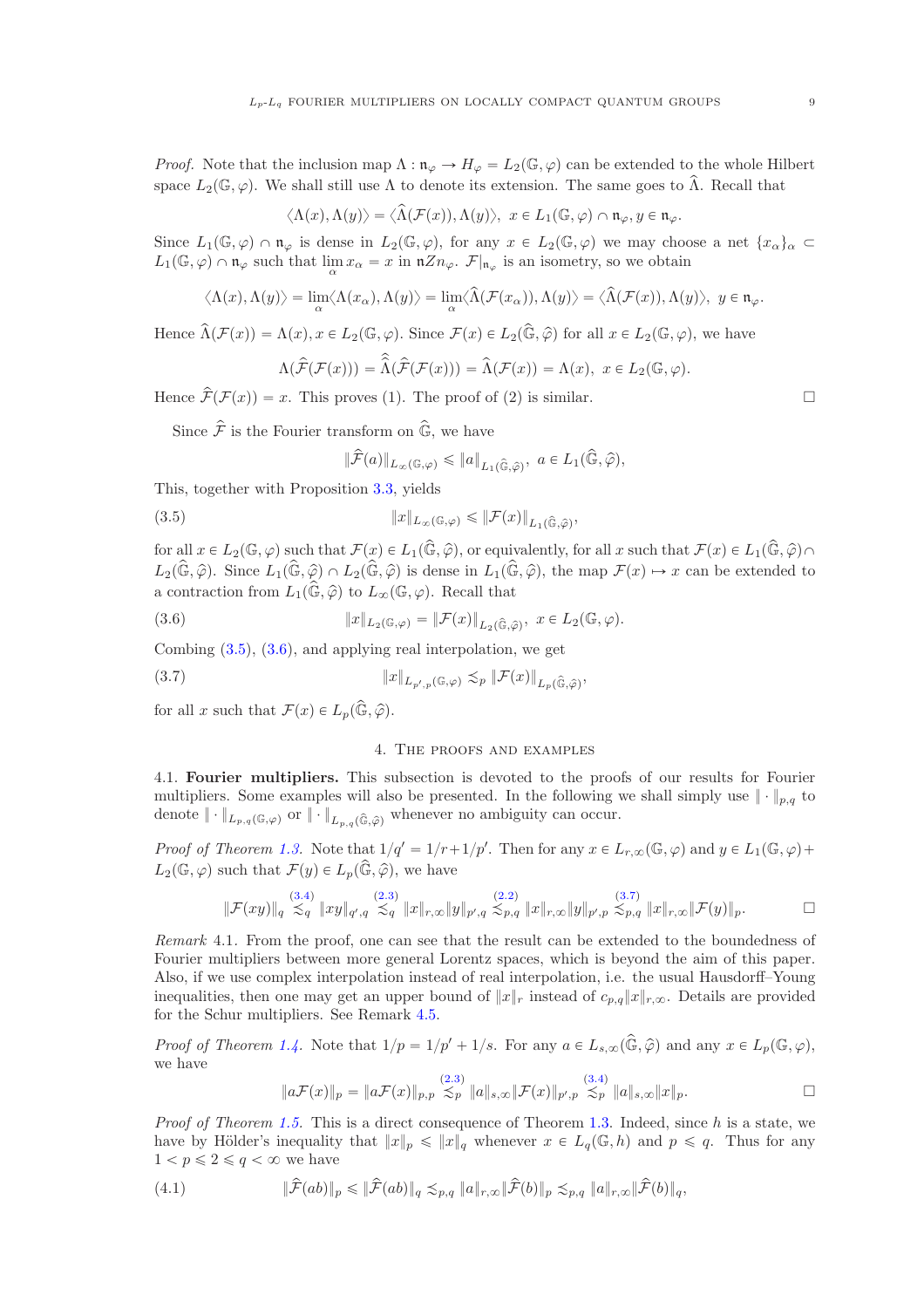*Proof.* Note that the inclusion map $\Lambda : \mathfrak{n}_\varphi \to H_\varphi = L_2(\mathbb{G}, \varphi)$ can be extended to the whole Hilbert space $L_2(\mathbb{G}, \varphi)$. We shall still use $\Lambda$ to denote its extension. The same goes to $\widehat{\Lambda}$. Recall that

$$\langle \Lambda(x), \Lambda(y) \rangle = \langle \widehat{\Lambda}(\mathcal{F}(x)), \Lambda(y) \rangle, \ x \in L_1(\mathbb{G}, \varphi) \cap \mathfrak{n}_\varphi, y \in \mathfrak{n}_\varphi.$$

Since $L_1(\mathbb{G}, \varphi) \cap \mathfrak{n}_\varphi$ is dense in $L_2(\mathbb{G}, \varphi)$, for any $x \in L_2(\mathbb{G}, \varphi)$ we may choose a net $\{x_\alpha\}_\alpha \subset L_1(\mathbb{G}, \varphi) \cap \mathfrak{n}_\varphi$ such that $\lim_\alpha x_\alpha = x$ in $\mathfrak{n}Z n_\varphi$. $\mathcal{F}|_{\mathfrak{n}_\varphi}$ is an isometry, so we obtain

$$\langle \Lambda(x), \Lambda(y) \rangle = \lim_\alpha \langle \Lambda(x_\alpha), \Lambda(y) \rangle = \lim_\alpha \langle \widehat{\Lambda}(\mathcal{F}(x_\alpha)), \Lambda(y) \rangle = \langle \widehat{\Lambda}(\mathcal{F}(x)), \Lambda(y) \rangle, \ y \in \mathfrak{n}_\varphi.$$

Hence $\widehat{\Lambda}(\mathcal{F}(x)) = \Lambda(x), x \in L_2(\mathbb{G}, \varphi)$. Since $\mathcal{F}(x) \in L_2(\widehat{\mathbb{G}}, \widehat{\varphi})$ for all $x \in L_2(\mathbb{G}, \varphi)$, we have

$$\Lambda(\widehat{\mathcal{F}}(\mathcal{F}(x))) = \widehat{\widehat{\Lambda}}(\widehat{\mathcal{F}}(\mathcal{F}(x))) = \widehat{\Lambda}(\mathcal{F}(x)) = \Lambda(x), \ x \in L_2(\mathbb{G}, \varphi).$$

Hence $\widehat{\mathcal{F}}(\mathcal{F}(x)) = x$. This proves (1). The proof of (2) is similar. $\square$

Since $\widehat{\mathcal{F}}$ is the Fourier transform on $\widehat{\mathbb{G}}$, we have

$$\|\widehat{\mathcal{F}}(a)\|_{L_\infty(\mathbb{G}, \varphi)} \leqslant \|a\|_{L_1(\widehat{\mathbb{G}}, \widehat{\varphi})}, \ a \in L_1(\widehat{\mathbb{G}}, \widehat{\varphi}),$$

This, together with Proposition 3.3, yields

$$\|x\|_{L_\infty(\mathbb{G}, \varphi)} \leqslant \|\mathcal{F}(x)\|_{L_1(\widehat{\mathbb{G}}, \widehat{\varphi})}, \tag{3.5}$$

for all $x \in L_2(\mathbb{G}, \varphi)$ such that $\mathcal{F}(x) \in L_1(\widehat{\mathbb{G}}, \widehat{\varphi})$, or equivalently, for all $x$ such that $\mathcal{F}(x) \in L_1(\widehat{\mathbb{G}}, \widehat{\varphi}) \cap L_2(\widehat{\mathbb{G}}, \widehat{\varphi})$. Since $L_1(\widehat{\mathbb{G}}, \widehat{\varphi}) \cap L_2(\widehat{\mathbb{G}}, \widehat{\varphi})$ is dense in $L_1(\widehat{\mathbb{G}}, \widehat{\varphi})$, the map $\mathcal{F}(x) \mapsto x$ can be extended to a contraction from $L_1(\widehat{\mathbb{G}}, \widehat{\varphi})$ to $L_\infty(\mathbb{G}, \varphi)$. Recall that

$$\|x\|_{L_2(\mathbb{G}, \varphi)} = \|\mathcal{F}(x)\|_{L_2(\widehat{\mathbb{G}}, \widehat{\varphi})}, \ x \in L_2(\mathbb{G}, \varphi). \tag{3.6}$$

Combing (3.5), (3.6), and applying real interpolation, we get

$$\|x\|_{L_{p',p}(\mathbb{G}, \varphi)} \lesssim_p \|\mathcal{F}(x)\|_{L_p(\widehat{\mathbb{G}}, \widehat{\varphi})}, \tag{3.7}$$

for all $x$ such that $\mathcal{F}(x) \in L_p(\widehat{\mathbb{G}}, \widehat{\varphi})$.

## 4. The proofs and examples

### 4.1. **Fourier multipliers.**

This subsection is devoted to the proofs of our results for Fourier multipliers. Some examples will also be presented. In the following we shall simply use $\|\cdot\|_{p,q}$ to denote $\|\cdot\|_{L_{p,q}(\mathbb{G}, \varphi)}$ or $\|\cdot\|_{L_{p,q}(\widehat{\mathbb{G}}, \widehat{\varphi})}$ whenever no ambiguity can occur.

*Proof of Theorem 1.3.* Note that $1/q' = 1/r + 1/p'$. Then for any $x \in L_{r,\infty}(\mathbb{G}, \varphi)$ and $y \in L_1(\mathbb{G}, \varphi) + L_2(\mathbb{G}, \varphi)$ such that $\mathcal{F}(y) \in L_p(\widehat{\mathbb{G}}, \widehat{\varphi})$, we have

$$\|\mathcal{F}(xy)\|_q \overset{(3.4)}{\lesssim_q} \|xy\|_{q',q} \overset{(2.3)}{\lesssim_q} \|x\|_{r,\infty} \|y\|_{p',q} \overset{(2.2)}{\lesssim_{p,q}} \|x\|_{r,\infty} \|y\|_{p',p} \overset{(3.7)}{\lesssim_{p,q}} \|x\|_{r,\infty} \|\mathcal{F}(y)\|_p. \qquad \square$$

*Remark* 4.1. From the proof, one can see that the result can be extended to the boundedness of Fourier multipliers between more general Lorentz spaces, which is beyond the aim of this paper. Also, if we use complex interpolation instead of real interpolation, i.e. the usual Hausdorff–Young inequalities, then one may get an upper bound of $\|x\|_r$ instead of $c_{p,q}\|x\|_{r,\infty}$. Details are provided for the Schur multipliers. See Remark 4.5.

*Proof of Theorem 1.4.* Note that $1/p = 1/p' + 1/s$. For any $a \in L_{s,\infty}(\widehat{\mathbb{G}}, \widehat{\varphi})$ and any $x \in L_p(\mathbb{G}, \varphi)$, we have

$$\|a\mathcal{F}(x)\|_p = \|a\mathcal{F}(x)\|_{p,p} \overset{(2.3)}{\lesssim_p} \|a\|_{s,\infty} \|\mathcal{F}(x)\|_{p',p} \overset{(3.4)}{\lesssim_p} \|a\|_{s,\infty} \|x\|_p. \qquad \square$$

*Proof of Theorem 1.5.* This is a direct consequence of Theorem 1.3. Indeed, since $h$ is a state, we have by Hölder's inequality that $\|x\|_p \leqslant \|x\|_q$ whenever $x \in L_q(\mathbb{G}, h)$ and $p \leqslant q$. Thus for any $1 < p \leqslant 2 \leqslant q < \infty$ we have

$$\|\widehat{\mathcal{F}}(ab)\|_p \leqslant \|\widehat{\mathcal{F}}(ab)\|_q \lesssim_{p,q} \|a\|_{r,\infty} \|\widehat{\mathcal{F}}(b)\|_p \lesssim_{p,q} \|a\|_{r,\infty} \|\widehat{\mathcal{F}}(b)\|_q, \tag{4.1}$$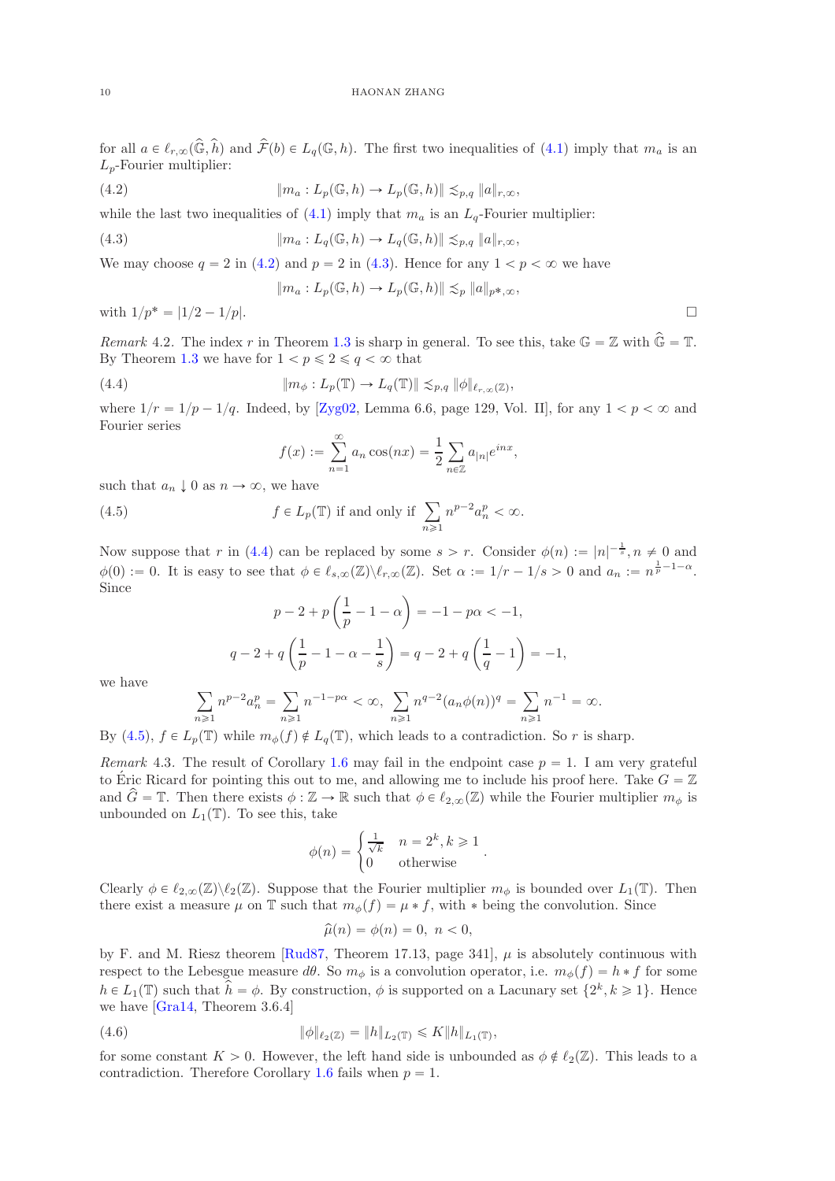for all $a \in \ell_{r,\infty}(\widehat{\mathbb{G}}, \widehat{h})$ and $\widehat{\mathcal{F}}(b) \in L_q(\mathbb{G}, h)$. The first two inequalities of (4.1) imply that $m_a$ is an $L_p$-Fourier multiplier:

$$\|m_a : L_p(\mathbb{G}, h) \to L_p(\mathbb{G}, h)\| \lesssim_{p,q} \|a\|_{r,\infty}, \tag{4.2}$$

while the last two inequalities of (4.1) imply that $m_a$ is an $L_q$-Fourier multiplier:

$$\|m_a : L_q(\mathbb{G}, h) \to L_q(\mathbb{G}, h)\| \lesssim_{p,q} \|a\|_{r,\infty}, \tag{4.3}$$

We may choose $q = 2$ in (4.2) and $p = 2$ in (4.3). Hence for any $1 < p < \infty$ we have

$$\|m_a : L_p(\mathbb{G}, h) \to L_p(\mathbb{G}, h)\| \lesssim_p \|a\|_{p^*,\infty},$$

with $1/p^* = |1/2 - 1/p|$. □

*Remark* 4.2. The index $r$ in Theorem 1.3 is sharp in general. To see this, take $\mathbb{G} = \mathbb{Z}$ with $\widehat{\mathbb{G}} = \mathbb{T}$. By Theorem 1.3 we have for $1 < p \leqslant 2 \leqslant q < \infty$ that

$$\|m_\phi : L_p(\mathbb{T}) \to L_q(\mathbb{T})\| \lesssim_{p,q} \|\phi\|_{\ell_{r,\infty}(\mathbb{Z})}, \tag{4.4}$$

where $1/r = 1/p - 1/q$. Indeed, by [Zyg02, Lemma 6.6, page 129, Vol. II], for any $1 < p < \infty$ and Fourier series

$$f(x) := \sum_{n=1}^{\infty} a_n \cos(nx) = \frac{1}{2} \sum_{n \in \mathbb{Z}} a_{|n|} e^{inx},$$

such that $a_n \downarrow 0$ as $n \to \infty$, we have

$$f \in L_p(\mathbb{T}) \text{ if and only if } \sum_{n \geqslant 1} n^{p-2} a_n^p < \infty. \tag{4.5}$$

Now suppose that $r$ in (4.4) can be replaced by some $s > r$. Consider $\phi(n) := |n|^{-\frac{1}{s}}, n \neq 0$ and $\phi(0) := 0$. It is easy to see that $\phi \in \ell_{s,\infty}(\mathbb{Z}) \backslash \ell_{r,\infty}(\mathbb{Z})$. Set $\alpha := 1/r - 1/s > 0$ and $a_n := n^{\frac{1}{p} - 1 - \alpha}$. Since

$$p - 2 + p\left(\frac{1}{p} - 1 - \alpha\right) = -1 - p\alpha < -1,$$

$$q - 2 + q\left(\frac{1}{p} - 1 - \alpha - \frac{1}{s}\right) = q - 2 + q\left(\frac{1}{q} - 1\right) = -1,$$

we have

$$\sum_{n \geqslant 1} n^{p-2} a_n^p = \sum_{n \geqslant 1} n^{-1-p\alpha} < \infty, \ \sum_{n \geqslant 1} n^{q-2} (a_n \phi(n))^q = \sum_{n \geqslant 1} n^{-1} = \infty.$$

By (4.5), $f \in L_p(\mathbb{T})$ while $m_\phi(f) \notin L_q(\mathbb{T})$, which leads to a contradiction. So $r$ is sharp.

*Remark* 4.3. The result of Corollary 1.6 may fail in the endpoint case $p = 1$. I am very grateful to Éric Ricard for pointing this out to me, and allowing me to include his proof here. Take $G = \mathbb{Z}$ and $\widehat{G} = \mathbb{T}$. Then there exists $\phi : \mathbb{Z} \to \mathbb{R}$ such that $\phi \in \ell_{2,\infty}(\mathbb{Z})$ while the Fourier multiplier $m_\phi$ is unbounded on $L_1(\mathbb{T})$. To see this, take

$$\phi(n) = \begin{cases} \frac{1}{\sqrt{k}} & n = 2^k, k \geqslant 1 \\ 0 & \text{otherwise} \end{cases}.$$

Clearly $\phi \in \ell_{2,\infty}(\mathbb{Z}) \backslash \ell_2(\mathbb{Z})$. Suppose that the Fourier multiplier $m_\phi$ is bounded over $L_1(\mathbb{T})$. Then there exist a measure $\mu$ on $\mathbb{T}$ such that $m_\phi(f) = \mu * f$, with $*$ being the convolution. Since

$$\widehat{\mu}(n) = \phi(n) = 0, \ n < 0,$$

by F. and M. Riesz theorem [Rud87, Theorem 17.13, page 341], $\mu$ is absolutely continuous with respect to the Lebesgue measure $d\theta$. So $m_\phi$ is a convolution operator, i.e. $m_\phi(f) = h * f$ for some $h \in L_1(\mathbb{T})$ such that $\widehat{h} = \phi$. By construction, $\phi$ is supported on a Lacunary set $\{2^k, k \geqslant 1\}$. Hence we have [Gra14, Theorem 3.6.4]

$$\|\phi\|_{\ell_2(\mathbb{Z})} = \|h\|_{L_2(\mathbb{T})} \leqslant K \|h\|_{L_1(\mathbb{T})}, \tag{4.6}$$

for some constant $K > 0$. However, the left hand side is unbounded as $\phi \notin \ell_2(\mathbb{Z})$. This leads to a contradiction. Therefore Corollary 1.6 fails when $p = 1$.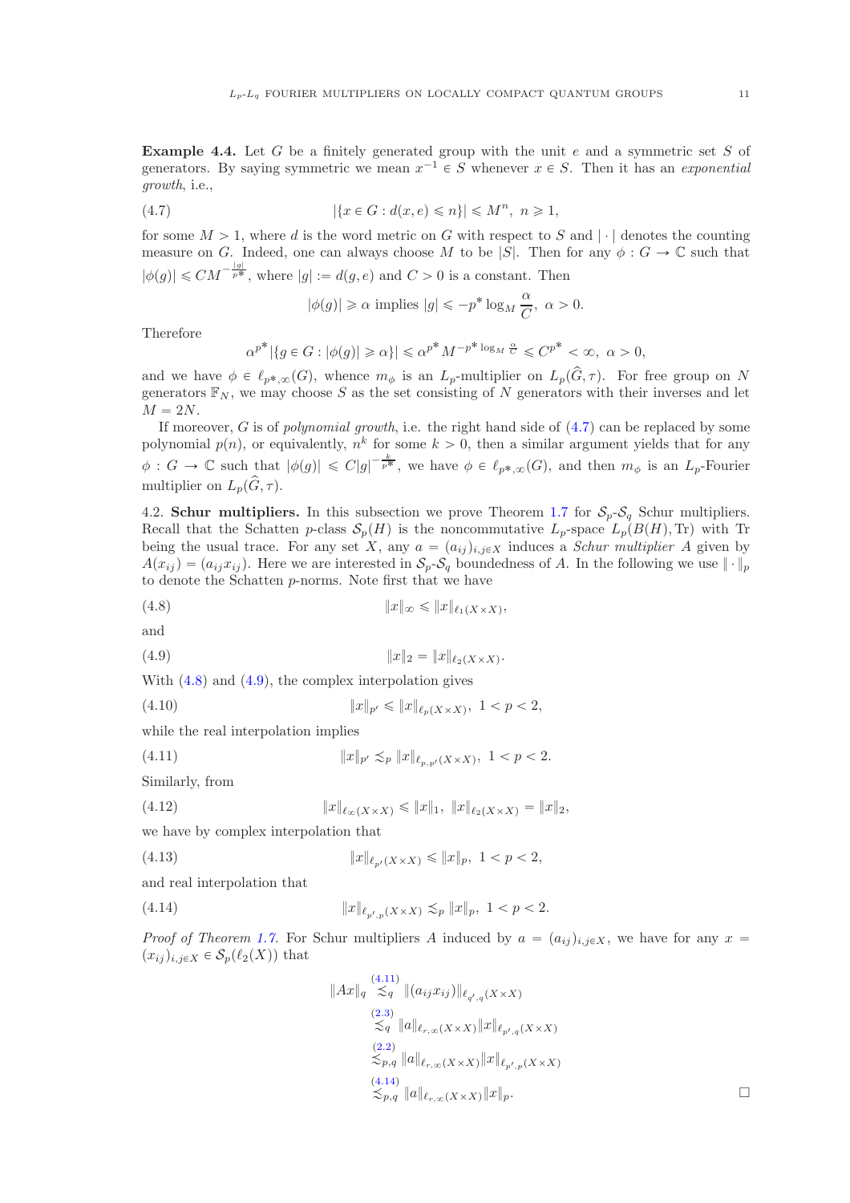**Example 4.4.** Let $G$ be a finitely generated group with the unit $e$ and a symmetric set $S$ of generators. By saying symmetric we mean $x^{-1} \in S$ whenever $x \in S$. Then it has an *exponential growth*, i.e.,

$$|\{x \in G : d(x,e) \leqslant n\}| \leqslant M^n, \ n \geqslant 1, \tag{4.7}$$

for some $M > 1$, where $d$ is the word metric on $G$ with respect to $S$ and $|\cdot|$ denotes the counting measure on $G$. Indeed, one can always choose $M$ to be $|S|$. Then for any $\phi : G \to \mathbb{C}$ such that $|\phi(g)| \leqslant CM^{-\frac{|g|}{p^*}}$, where $|g| := d(g,e)$ and $C > 0$ is a constant. Then

$$|\phi(g)| \geqslant \alpha \text{ implies } |g| \leqslant -p^* \log_M \frac{\alpha}{C}, \ \alpha > 0.$$

Therefore

$$\alpha^{p^*} |\{g \in G : |\phi(g)| \geqslant \alpha\}| \leqslant \alpha^{p^*} M^{-p^* \log_M \frac{\alpha}{C}} \leqslant C^{p^*} < \infty, \ \alpha > 0,$$

and we have $\phi \in \ell_{p^*,\infty}(G)$, whence $m_\phi$ is an $L_p$-multiplier on $L_p(\widehat{G}, \tau)$. For free group on $N$ generators $\mathbb{F}_N$, we may choose $S$ as the set consisting of $N$ generators with their inverses and let $M = 2N$.

If moreover, $G$ is of *polynomial growth*, i.e. the right hand side of (4.7) can be replaced by some polynomial $p(n)$, or equivalently, $n^k$ for some $k > 0$, then a similar argument yields that for any $\phi : G \to \mathbb{C}$ such that $|\phi(g)| \leqslant C|g|^{-\frac{k}{p^*}}$, we have $\phi \in \ell_{p^*,\infty}(G)$, and then $m_\phi$ is an $L_p$-Fourier multiplier on $L_p(\widehat{G}, \tau)$.

4.2. **Schur multipliers.** In this subsection we prove Theorem 1.7 for $\mathcal{S}_p$-$\mathcal{S}_q$ Schur multipliers. Recall that the Schatten $p$-class $\mathcal{S}_p(H)$ is the noncommutative $L_p$-space $L_p(B(H), \mathrm{Tr})$ with Tr being the usual trace. For any set $X$, any $a = (a_{ij})_{i,j \in X}$ induces a *Schur multiplier* $A$ given by $A(x_{ij}) = (a_{ij} x_{ij})$. Here we are interested in $\mathcal{S}_p$-$\mathcal{S}_q$ boundedness of $A$. In the following we use $\|\cdot\|_p$ to denote the Schatten $p$-norms. Note first that we have

$$\|x\|_\infty \leqslant \|x\|_{\ell_1(X \times X)}, \tag{4.8}$$

and

$$\|x\|_2 = \|x\|_{\ell_2(X \times X)}. \tag{4.9}$$

With (4.8) and (4.9), the complex interpolation gives

$$\|x\|_{p'} \leqslant \|x\|_{\ell_p(X \times X)}, \ 1 < p < 2, \tag{4.10}$$

while the real interpolation implies

$$\|x\|_{p'} \lesssim_p \|x\|_{\ell_{p,p'}(X \times X)}, \ 1 < p < 2. \tag{4.11}$$

Similarly, from

$$\|x\|_{\ell_\infty(X \times X)} \leqslant \|x\|_1, \ \|x\|_{\ell_2(X \times X)} = \|x\|_2, \tag{4.12}$$

we have by complex interpolation that

$$\|x\|_{\ell_{p'}(X \times X)} \leqslant \|x\|_p, \ 1 < p < 2, \tag{4.13}$$

and real interpolation that

$$\|x\|_{\ell_{p',p}(X \times X)} \lesssim_p \|x\|_p, \ 1 < p < 2. \tag{4.14}$$

*Proof of Theorem 1.7.* For Schur multipliers $A$ induced by $a = (a_{ij})_{i,j \in X}$, we have for any $x = (x_{ij})_{i,j \in X} \in \mathcal{S}_p(\ell_2(X))$ that

$$\begin{aligned}
\|Ax\|_q &\overset{(4.11)}{\lesssim_q} \|(a_{ij} x_{ij})\|_{\ell_{q',q}(X \times X)} \\
&\overset{(2.3)}{\lesssim_q} \|a\|_{\ell_{r,\infty}(X \times X)} \|x\|_{\ell_{p',q}(X \times X)} \\
&\overset{(2.2)}{\lesssim_{p,q}} \|a\|_{\ell_{r,\infty}(X \times X)} \|x\|_{\ell_{p',p}(X \times X)} \\
&\overset{(4.14)}{\lesssim_{p,q}} \|a\|_{\ell_{r,\infty}(X \times X)} \|x\|_p.
\end{aligned}$$

□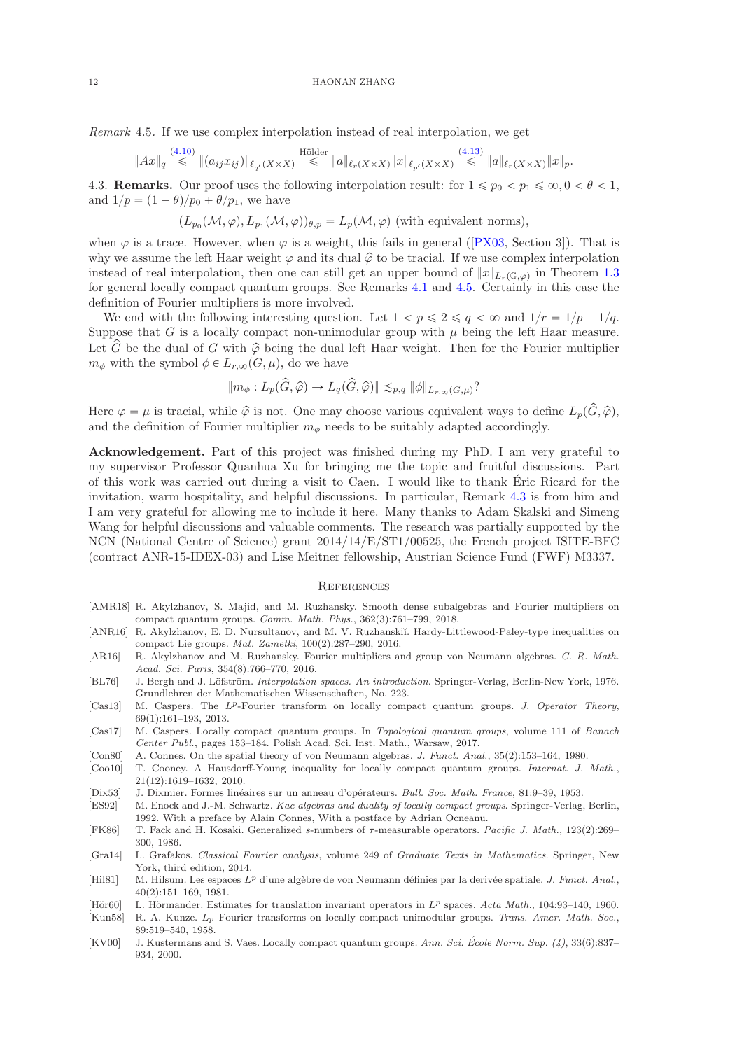*Remark* 4.5. If we use complex interpolation instead of real interpolation, we get

$$\|Ax\|_q \overset{(4.10)}{\leqslant} \|(a_{ij}x_{ij})\|_{\ell_{q'}(X\times X)} \overset{\text{Hölder}}{\leqslant} \|a\|_{\ell_r(X\times X)}\|x\|_{\ell_{p'}(X\times X)} \overset{(4.13)}{\leqslant} \|a\|_{\ell_r(X\times X)}\|x\|_p.$$

4.3. **Remarks.** Our proof uses the following interpolation result: for $1 \leqslant p_0 < p_1 \leqslant \infty, 0 < \theta < 1$, and $1/p = (1-\theta)/p_0 + \theta/p_1$, we have

$$(L_{p_0}(\mathcal{M},\varphi), L_{p_1}(\mathcal{M},\varphi))_{\theta,p} = L_p(\mathcal{M},\varphi) \text{ (with equivalent norms)},$$

when $\varphi$ is a trace. However, when $\varphi$ is a weight, this fails in general ([PX03, Section 3]). That is why we assume the left Haar weight $\varphi$ and its dual $\widehat{\varphi}$ to be tracial. If we use complex interpolation instead of real interpolation, then one can still get an upper bound of $\|x\|_{L_r(\mathbb{G},\varphi)}$ in Theorem 1.3 for general locally compact quantum groups. See Remarks 4.1 and 4.5. Certainly in this case the definition of Fourier multipliers is more involved.

We end with the following interesting question. Let $1 < p \leqslant 2 \leqslant q < \infty$ and $1/r = 1/p - 1/q$. Suppose that $G$ is a locally compact non-unimodular group with $\mu$ being the left Haar measure. Let $\widehat{G}$ be the dual of $G$ with $\widehat{\varphi}$ being the dual left Haar weight. Then for the Fourier multiplier $m_\phi$ with the symbol $\phi \in L_{r,\infty}(G,\mu)$, do we have

$$\|m_\phi : L_p(\widehat{G},\widehat{\varphi}) \to L_q(\widehat{G},\widehat{\varphi})\| \lesssim_{p,q} \|\phi\|_{L_{r,\infty}(G,\mu)}?$$

Here $\varphi = \mu$ is tracial, while $\widehat{\varphi}$ is not. One may choose various equivalent ways to define $L_p(\widehat{G},\widehat{\varphi})$, and the definition of Fourier multiplier $m_\phi$ needs to be suitably adapted accordingly.

**Acknowledgement.** Part of this project was finished during my PhD. I am very grateful to my supervisor Professor Quanhua Xu for bringing me the topic and fruitful discussions. Part of this work was carried out during a visit to Caen. I would like to thank Éric Ricard for the invitation, warm hospitality, and helpful discussions. In particular, Remark 4.3 is from him and I am very grateful for allowing me to include it here. Many thanks to Adam Skalski and Simeng Wang for helpful discussions and valuable comments. The research was partially supported by the NCN (National Centre of Science) grant 2014/14/E/ST1/00525, the French project ISITE-BFC (contract ANR-15-IDEX-03) and Lise Meitner fellowship, Austrian Science Fund (FWF) M3337.

## References

[AMR18] R. Akylzhanov, S. Majid, and M. Ruzhansky. Smooth dense subalgebras and Fourier multipliers on compact quantum groups. *Comm. Math. Phys.*, 362(3):761–799, 2018.

[ANR16] R. Akylzhanov, E. D. Nursultanov, and M. V. Ruzhanskiĭ. Hardy-Littlewood-Paley-type inequalities on compact Lie groups. *Mat. Zametki*, 100(2):287–290, 2016.

[AR16] R. Akylzhanov and M. Ruzhansky. Fourier multipliers and group von Neumann algebras. *C. R. Math. Acad. Sci. Paris*, 354(8):766–770, 2016.

[BL76] J. Bergh and J. Löfström. *Interpolation spaces. An introduction*. Springer-Verlag, Berlin-New York, 1976. Grundlehren der Mathematischen Wissenschaften, No. 223.

[Cas13] M. Caspers. The $L^p$-Fourier transform on locally compact quantum groups. *J. Operator Theory*, 69(1):161–193, 2013.

[Cas17] M. Caspers. Locally compact quantum groups. In *Topological quantum groups*, volume 111 of *Banach Center Publ.*, pages 153–184. Polish Acad. Sci. Inst. Math., Warsaw, 2017.

[Con80] A. Connes. On the spatial theory of von Neumann algebras. *J. Funct. Anal.*, 35(2):153–164, 1980.

[Coo10] T. Cooney. A Hausdorff-Young inequality for locally compact quantum groups. *Internat. J. Math.*, 21(12):1619–1632, 2010.

[Dix53] J. Dixmier. Formes linéaires sur un anneau d'opérateurs. *Bull. Soc. Math. France*, 81:9–39, 1953.

[ES92] M. Enock and J.-M. Schwartz. *Kac algebras and duality of locally compact groups*. Springer-Verlag, Berlin, 1992. With a preface by Alain Connes, With a postface by Adrian Ocneanu.

[FK86] T. Fack and H. Kosaki. Generalized $s$-numbers of $\tau$-measurable operators. *Pacific J. Math.*, 123(2):269–300, 1986.

[Gra14] L. Grafakos. *Classical Fourier analysis*, volume 249 of *Graduate Texts in Mathematics*. Springer, New York, third edition, 2014.

[Hil81] M. Hilsum. Les espaces $L^p$ d'une algèbre de von Neumann définies par la derivée spatiale. *J. Funct. Anal.*, 40(2):151–169, 1981.

[Hör60] L. Hörmander. Estimates for translation invariant operators in $L^p$ spaces. *Acta Math.*, 104:93–140, 1960.

[Kun58] R. A. Kunze. $L_p$ Fourier transforms on locally compact unimodular groups. *Trans. Amer. Math. Soc.*, 89:519–540, 1958.

[KV00] J. Kustermans and S. Vaes. Locally compact quantum groups. *Ann. Sci. École Norm. Sup. (4)*, 33(6):837–934, 2000.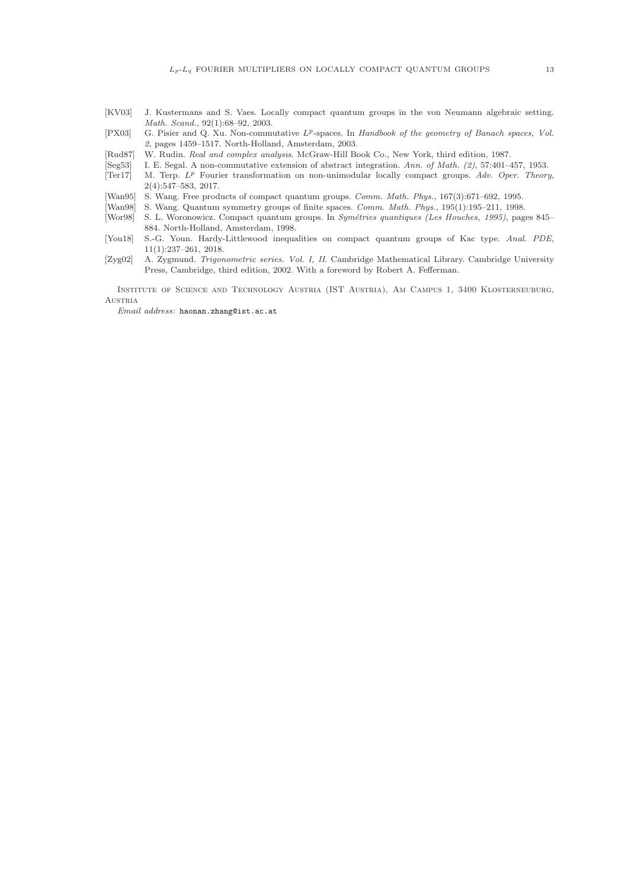[KV03] J. Kustermans and S. Vaes. Locally compact quantum groups in the von Neumann algebraic setting. *Math. Scand.*, 92(1):68–92, 2003.

[PX03] G. Pisier and Q. Xu. Non-commutative $L^p$-spaces. In *Handbook of the geometry of Banach spaces, Vol. 2*, pages 1459–1517. North-Holland, Amsterdam, 2003.

[Rud87] W. Rudin. *Real and complex analysis*. McGraw-Hill Book Co., New York, third edition, 1987.

[Seg53] I. E. Segal. A non-commutative extension of abstract integration. *Ann. of Math. (2)*, 57:401–457, 1953.

[Ter17] M. Terp. $L^p$ Fourier transformation on non-unimodular locally compact groups. *Adv. Oper. Theory*, 2(4):547–583, 2017.

[Wan95] S. Wang. Free products of compact quantum groups. *Comm. Math. Phys.*, 167(3):671–692, 1995.

[Wan98] S. Wang. Quantum symmetry groups of finite spaces. *Comm. Math. Phys.*, 195(1):195–211, 1998.

[Wor98] S. L. Woronowicz. Compact quantum groups. In *Symétries quantiques (Les Houches, 1995)*, pages 845–884. North-Holland, Amsterdam, 1998.

[You18] S.-G. Youn. Hardy-Littlewood inequalities on compact quantum groups of Kac type. *Anal. PDE*, 11(1):237–261, 2018.

[Zyg02] A. Zygmund. *Trigonometric series. Vol. I, II*. Cambridge Mathematical Library. Cambridge University Press, Cambridge, third edition, 2002. With a foreword by Robert A. Fefferman.

Institute of Science and Technology Austria (IST Austria), Am Campus 1, 3400 Klosterneuburg, Austria

*Email address*: haonan.zhang@ist.ac.at